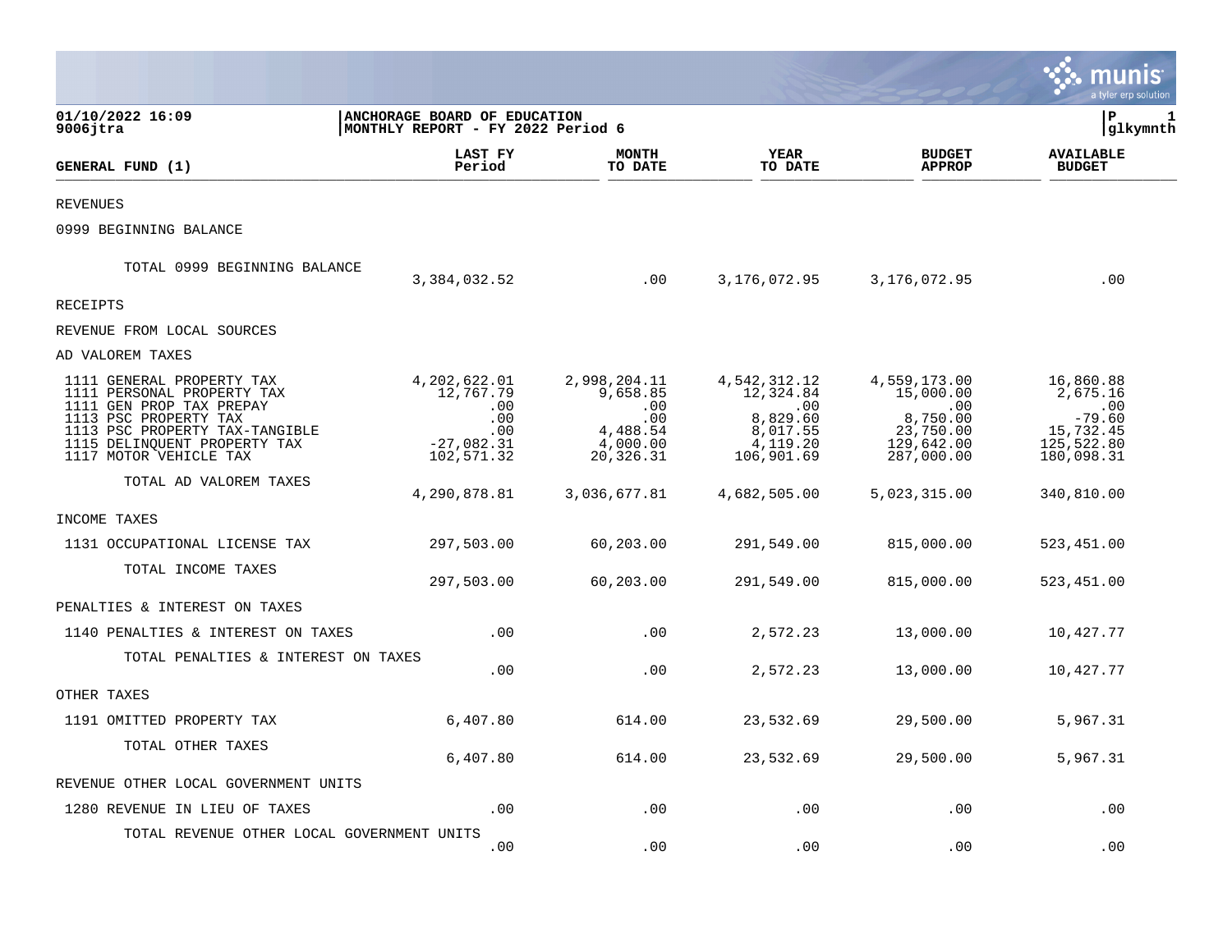**01/10/2022 16:09**
**9006jtra**

**ANCHORAGE BOARD OF EDUCATION**
**MONTHLY REPORT - FY 2022 Period 6**

**P 1**
**glkymnth**

| GENERAL FUND (1) | LAST FY Period | MONTH TO DATE | YEAR TO DATE | BUDGET APPROP | AVAILABLE BUDGET |
|---|---|---|---|---|---|
| REVENUES | | | | | |
| 0999 BEGINNING BALANCE | | | | | |
| TOTAL 0999 BEGINNING BALANCE | 3,384,032.52 | .00 | 3,176,072.95 | 3,176,072.95 | .00 |
| RECEIPTS | | | | | |
| REVENUE FROM LOCAL SOURCES | | | | | |
| AD VALOREM TAXES | | | | | |
| 1111 GENERAL PROPERTY TAX | 4,202,622.01 | 2,998,204.11 | 4,542,312.12 | 4,559,173.00 | 16,860.88 |
| 1111 PERSONAL PROPERTY TAX | 12,767.79 | 9,658.85 | 12,324.84 | 15,000.00 | 2,675.16 |
| 1111 GEN PROP TAX PREPAY | .00 | .00 | .00 | .00 | .00 |
| 1113 PSC PROPERTY TAX | .00 | .00 | 8,829.60 | 8,750.00 | -79.60 |
| 1113 PSC PROPERTY TAX-TANGIBLE | .00 | 4,488.54 | 8,017.55 | 23,750.00 | 15,732.45 |
| 1115 DELINQUENT PROPERTY TAX | -27,082.31 | 4,000.00 | 4,119.20 | 129,642.00 | 125,522.80 |
| 1117 MOTOR VEHICLE TAX | 102,571.32 | 20,326.31 | 106,901.69 | 287,000.00 | 180,098.31 |
| TOTAL AD VALOREM TAXES | 4,290,878.81 | 3,036,677.81 | 4,682,505.00 | 5,023,315.00 | 340,810.00 |
| INCOME TAXES | | | | | |
| 1131 OCCUPATIONAL LICENSE TAX | 297,503.00 | 60,203.00 | 291,549.00 | 815,000.00 | 523,451.00 |
| TOTAL INCOME TAXES | 297,503.00 | 60,203.00 | 291,549.00 | 815,000.00 | 523,451.00 |
| PENALTIES & INTEREST ON TAXES | | | | | |
| 1140 PENALTIES & INTEREST ON TAXES | .00 | .00 | 2,572.23 | 13,000.00 | 10,427.77 |
| TOTAL PENALTIES & INTEREST ON TAXES | .00 | .00 | 2,572.23 | 13,000.00 | 10,427.77 |
| OTHER TAXES | | | | | |
| 1191 OMITTED PROPERTY TAX | 6,407.80 | 614.00 | 23,532.69 | 29,500.00 | 5,967.31 |
| TOTAL OTHER TAXES | 6,407.80 | 614.00 | 23,532.69 | 29,500.00 | 5,967.31 |
| REVENUE OTHER LOCAL GOVERNMENT UNITS | | | | | |
| 1280 REVENUE IN LIEU OF TAXES | .00 | .00 | .00 | .00 | .00 |
| TOTAL REVENUE OTHER LOCAL GOVERNMENT UNITS | .00 | .00 | .00 | .00 | .00 |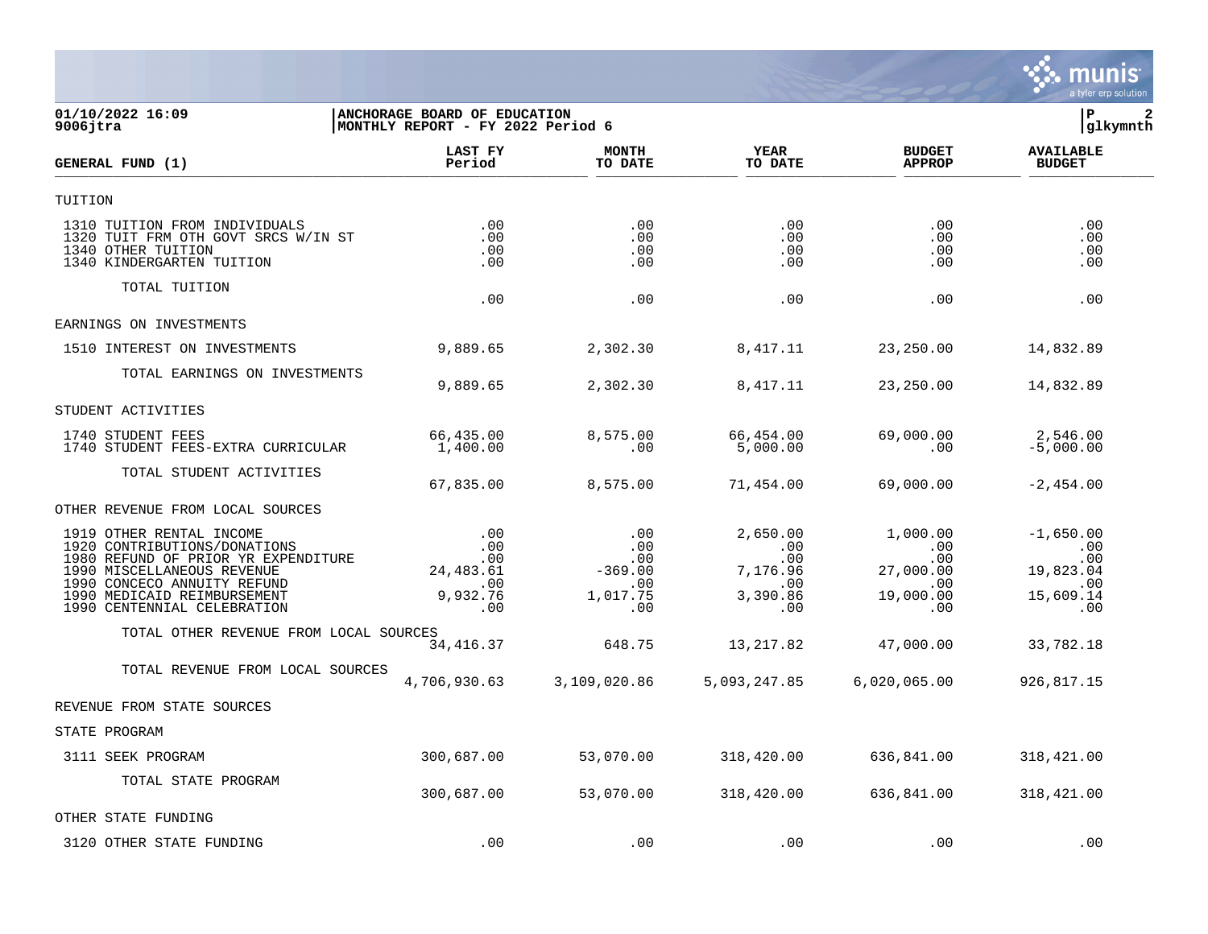01/10/2022 16:09 | ANCHORAGE BOARD OF EDUCATION
9006jtra | MONTHLY REPORT - FY 2022 Period 6

glkymnth

| GENERAL FUND (1) | LAST FY Period | MONTH TO DATE | YEAR TO DATE | BUDGET APPROP | AVAILABLE BUDGET |
|---|---|---|---|---|---|
| TUITION | | | | | |
| 1310 TUITION FROM INDIVIDUALS | .00 | .00 | .00 | .00 | .00 |
| 1320 TUIT FRM OTH GOVT SRCS W/IN ST | .00 | .00 | .00 | .00 | .00 |
| 1340 OTHER TUITION | .00 | .00 | .00 | .00 | .00 |
| 1340 KINDERGARTEN TUITION | .00 | .00 | .00 | .00 | .00 |
| TOTAL TUITION | .00 | .00 | .00 | .00 | .00 |
| EARNINGS ON INVESTMENTS | | | | | |
| 1510 INTEREST ON INVESTMENTS | 9,889.65 | 2,302.30 | 8,417.11 | 23,250.00 | 14,832.89 |
| TOTAL EARNINGS ON INVESTMENTS | 9,889.65 | 2,302.30 | 8,417.11 | 23,250.00 | 14,832.89 |
| STUDENT ACTIVITIES | | | | | |
| 1740 STUDENT FEES | 66,435.00 | 8,575.00 | 66,454.00 | 69,000.00 | 2,546.00 |
| 1740 STUDENT FEES-EXTRA CURRICULAR | 1,400.00 | .00 | 5,000.00 | .00 | -5,000.00 |
| TOTAL STUDENT ACTIVITIES | 67,835.00 | 8,575.00 | 71,454.00 | 69,000.00 | -2,454.00 |
| OTHER REVENUE FROM LOCAL SOURCES | | | | | |
| 1919 OTHER RENTAL INCOME | .00 | .00 | 2,650.00 | 1,000.00 | -1,650.00 |
| 1920 CONTRIBUTIONS/DONATIONS | .00 | .00 | .00 | .00 | .00 |
| 1980 REFUND OF PRIOR YR EXPENDITURE | .00 | .00 | .00 | .00 | .00 |
| 1990 MISCELLANEOUS REVENUE | 24,483.61 | -369.00 | 7,176.96 | 27,000.00 | 19,823.04 |
| 1990 CONCECO ANNUITY REFUND | .00 | .00 | .00 | .00 | .00 |
| 1990 MEDICAID REIMBURSEMENT | 9,932.76 | 1,017.75 | 3,390.86 | 19,000.00 | 15,609.14 |
| 1990 CENTENNIAL CELEBRATION | .00 | .00 | .00 | .00 | .00 |
| TOTAL OTHER REVENUE FROM LOCAL SOURCES | 34,416.37 | 648.75 | 13,217.82 | 47,000.00 | 33,782.18 |
| TOTAL REVENUE FROM LOCAL SOURCES | 4,706,930.63 | 3,109,020.86 | 5,093,247.85 | 6,020,065.00 | 926,817.15 |
| REVENUE FROM STATE SOURCES | | | | | |
| STATE PROGRAM | | | | | |
| 3111 SEEK PROGRAM | 300,687.00 | 53,070.00 | 318,420.00 | 636,841.00 | 318,421.00 |
| TOTAL STATE PROGRAM | 300,687.00 | 53,070.00 | 318,420.00 | 636,841.00 | 318,421.00 |
| OTHER STATE FUNDING | | | | | |
| 3120 OTHER STATE FUNDING | .00 | .00 | .00 | .00 | .00 |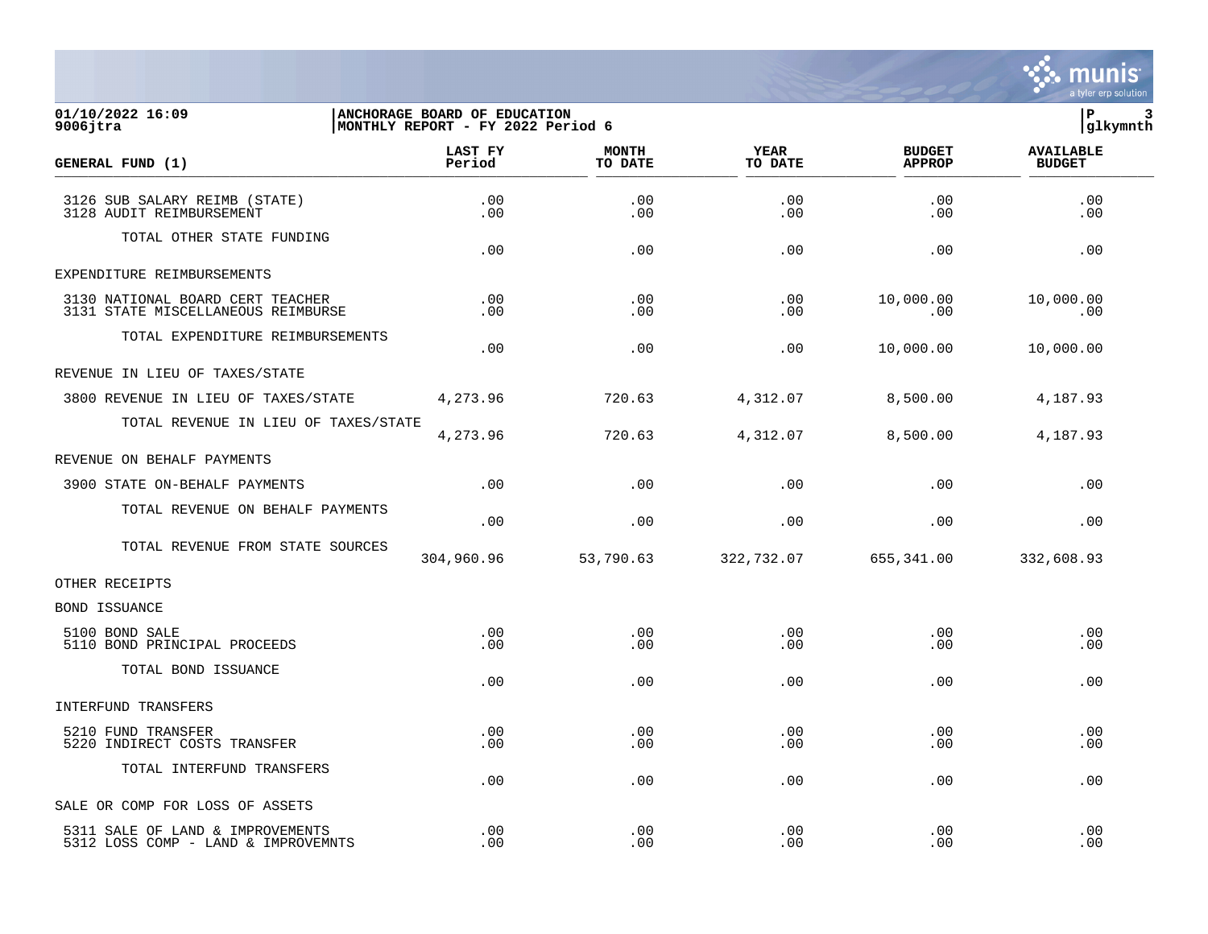01/10/2022 16:09 | ANCHORAGE BOARD OF EDUCATION | P 3
9006jtra | MONTHLY REPORT - FY 2022 Period 6 | glkymnth

| GENERAL FUND (1) | LAST FY Period | MONTH TO DATE | YEAR TO DATE | BUDGET APPROP | AVAILABLE BUDGET |
|---|---|---|---|---|---|
| 3126 SUB SALARY REIMB (STATE) | .00 | .00 | .00 | .00 | .00 |
| 3128 AUDIT REIMBURSEMENT | .00 | .00 | .00 | .00 | .00 |
| TOTAL OTHER STATE FUNDING | .00 | .00 | .00 | .00 | .00 |
| EXPENDITURE REIMBURSEMENTS | | | | | |
| 3130 NATIONAL BOARD CERT TEACHER | .00 | .00 | .00 | 10,000.00 | 10,000.00 |
| 3131 STATE MISCELLANEOUS REIMBURSE | .00 | .00 | .00 | .00 | .00 |
| TOTAL EXPENDITURE REIMBURSEMENTS | .00 | .00 | .00 | 10,000.00 | 10,000.00 |
| REVENUE IN LIEU OF TAXES/STATE | | | | | |
| 3800 REVENUE IN LIEU OF TAXES/STATE | 4,273.96 | 720.63 | 4,312.07 | 8,500.00 | 4,187.93 |
| TOTAL REVENUE IN LIEU OF TAXES/STATE | 4,273.96 | 720.63 | 4,312.07 | 8,500.00 | 4,187.93 |
| REVENUE ON BEHALF PAYMENTS | | | | | |
| 3900 STATE ON-BEHALF PAYMENTS | .00 | .00 | .00 | .00 | .00 |
| TOTAL REVENUE ON BEHALF PAYMENTS | .00 | .00 | .00 | .00 | .00 |
| TOTAL REVENUE FROM STATE SOURCES | 304,960.96 | 53,790.63 | 322,732.07 | 655,341.00 | 332,608.93 |
| OTHER RECEIPTS | | | | | |
| BOND ISSUANCE | | | | | |
| 5100 BOND SALE | .00 | .00 | .00 | .00 | .00 |
| 5110 BOND PRINCIPAL PROCEEDS | .00 | .00 | .00 | .00 | .00 |
| TOTAL BOND ISSUANCE | .00 | .00 | .00 | .00 | .00 |
| INTERFUND TRANSFERS | | | | | |
| 5210 FUND TRANSFER | .00 | .00 | .00 | .00 | .00 |
| 5220 INDIRECT COSTS TRANSFER | .00 | .00 | .00 | .00 | .00 |
| TOTAL INTERFUND TRANSFERS | .00 | .00 | .00 | .00 | .00 |
| SALE OR COMP FOR LOSS OF ASSETS | | | | | |
| 5311 SALE OF LAND & IMPROVEMENTS | .00 | .00 | .00 | .00 | .00 |
| 5312 LOSS COMP - LAND & IMPROVEMNTS | .00 | .00 | .00 | .00 | .00 |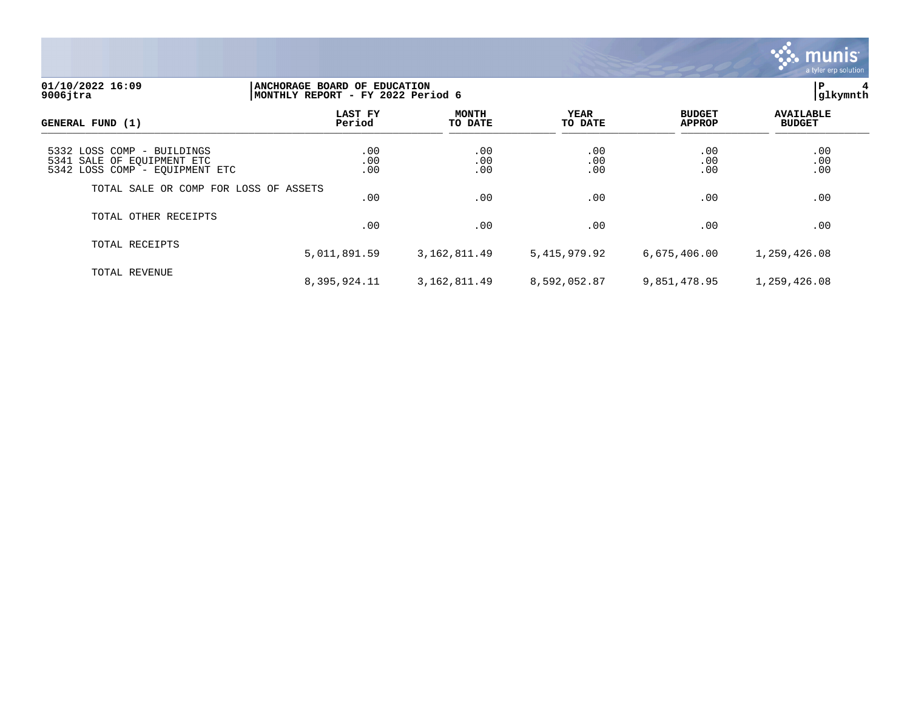01/10/2022 16:09
9006jtra

ANCHORAGE BOARD OF EDUCATION
MONTHLY REPORT - FY 2022 Period 6

glkymnth

| GENERAL FUND (1) | LAST FY Period | MONTH TO DATE | YEAR TO DATE | BUDGET APPROP | AVAILABLE BUDGET |
|---|---|---|---|---|---|
| 5332 LOSS COMP - BUILDINGS | .00 | .00 | .00 | .00 | .00 |
| 5341 SALE OF EQUIPMENT ETC | .00 | .00 | .00 | .00 | .00 |
| 5342 LOSS COMP - EQUIPMENT ETC | .00 | .00 | .00 | .00 | .00 |
| TOTAL SALE OR COMP FOR LOSS OF ASSETS | .00 | .00 | .00 | .00 | .00 |
| TOTAL OTHER RECEIPTS | .00 | .00 | .00 | .00 | .00 |
| TOTAL RECEIPTS | 5,011,891.59 | 3,162,811.49 | 5,415,979.92 | 6,675,406.00 | 1,259,426.08 |
| TOTAL REVENUE | 8,395,924.11 | 3,162,811.49 | 8,592,052.87 | 9,851,478.95 | 1,259,426.08 |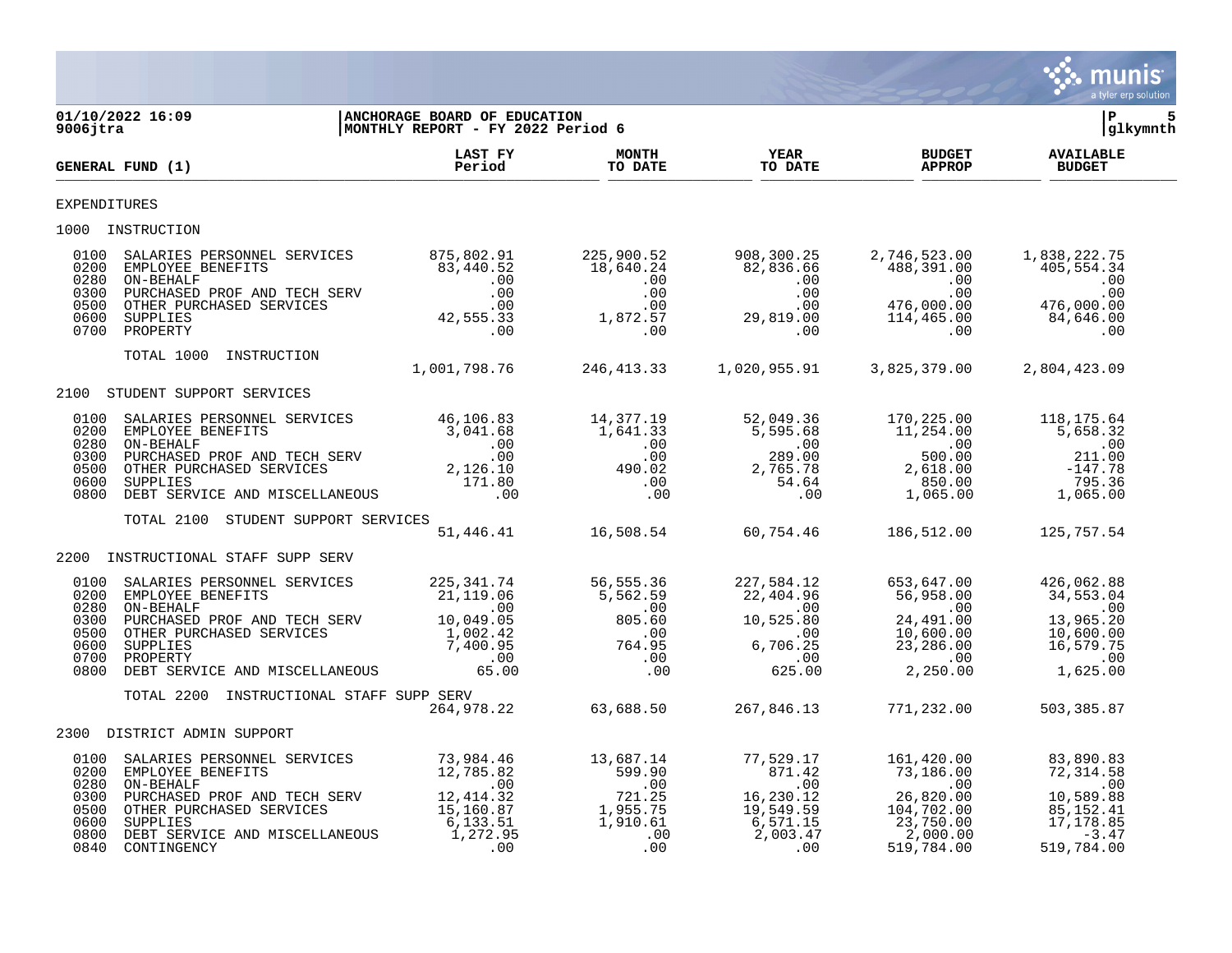**ANCHORAGE BOARD OF EDUCATION**
**MONTHLY REPORT - FY 2022 Period 6**

| GENERAL FUND (1) | LAST FY Period | MONTH TO DATE | YEAR TO DATE | BUDGET APPROP | AVAILABLE BUDGET |
|---|---|---|---|---|---|
| **EXPENDITURES** | | | | | |
| **1000 INSTRUCTION** | | | | | |
| 0100 SALARIES PERSONNEL SERVICES | 875,802.91 | 225,900.52 | 908,300.25 | 2,746,523.00 | 1,838,222.75 |
| 0200 EMPLOYEE BENEFITS | 83,440.52 | 18,640.24 | 82,836.66 | 488,391.00 | 405,554.34 |
| 0280 ON-BEHALF | .00 | .00 | .00 | .00 | .00 |
| 0300 PURCHASED PROF AND TECH SERV | .00 | .00 | .00 | .00 | .00 |
| 0500 OTHER PURCHASED SERVICES | .00 | .00 | .00 | 476,000.00 | 476,000.00 |
| 0600 SUPPLIES | 42,555.33 | 1,872.57 | 29,819.00 | 114,465.00 | 84,646.00 |
| 0700 PROPERTY | .00 | .00 | .00 | .00 | .00 |
| TOTAL 1000 INSTRUCTION | 1,001,798.76 | 246,413.33 | 1,020,955.91 | 3,825,379.00 | 2,804,423.09 |
| **2100 STUDENT SUPPORT SERVICES** | | | | | |
| 0100 SALARIES PERSONNEL SERVICES | 46,106.83 | 14,377.19 | 52,049.36 | 170,225.00 | 118,175.64 |
| 0200 EMPLOYEE BENEFITS | 3,041.68 | 1,641.33 | 5,595.68 | 11,254.00 | 5,658.32 |
| 0280 ON-BEHALF | .00 | .00 | .00 | .00 | .00 |
| 0300 PURCHASED PROF AND TECH SERV | .00 | .00 | 289.00 | 500.00 | 211.00 |
| 0500 OTHER PURCHASED SERVICES | 2,126.10 | 490.02 | 2,765.78 | 2,618.00 | -147.78 |
| 0600 SUPPLIES | 171.80 | .00 | 54.64 | 850.00 | 795.36 |
| 0800 DEBT SERVICE AND MISCELLANEOUS | .00 | .00 | .00 | 1,065.00 | 1,065.00 |
| TOTAL 2100 STUDENT SUPPORT SERVICES | 51,446.41 | 16,508.54 | 60,754.46 | 186,512.00 | 125,757.54 |
| **2200 INSTRUCTIONAL STAFF SUPP SERV** | | | | | |
| 0100 SALARIES PERSONNEL SERVICES | 225,341.74 | 56,555.36 | 227,584.12 | 653,647.00 | 426,062.88 |
| 0200 EMPLOYEE BENEFITS | 21,119.06 | 5,562.59 | 22,404.96 | 56,958.00 | 34,553.04 |
| 0280 ON-BEHALF | .00 | .00 | .00 | .00 | .00 |
| 0300 PURCHASED PROF AND TECH SERV | 10,049.05 | 805.60 | 10,525.80 | 24,491.00 | 13,965.20 |
| 0500 OTHER PURCHASED SERVICES | 1,002.42 | .00 | .00 | 10,600.00 | 10,600.00 |
| 0600 SUPPLIES | 7,400.95 | 764.95 | 6,706.25 | 23,286.00 | 16,579.75 |
| 0700 PROPERTY | .00 | .00 | .00 | .00 | .00 |
| 0800 DEBT SERVICE AND MISCELLANEOUS | 65.00 | .00 | 625.00 | 2,250.00 | 1,625.00 |
| TOTAL 2200 INSTRUCTIONAL STAFF SUPP SERV | 264,978.22 | 63,688.50 | 267,846.13 | 771,232.00 | 503,385.87 |
| **2300 DISTRICT ADMIN SUPPORT** | | | | | |
| 0100 SALARIES PERSONNEL SERVICES | 73,984.46 | 13,687.14 | 77,529.17 | 161,420.00 | 83,890.83 |
| 0200 EMPLOYEE BENEFITS | 12,785.82 | 599.90 | 871.42 | 73,186.00 | 72,314.58 |
| 0280 ON-BEHALF | .00 | .00 | .00 | .00 | .00 |
| 0300 PURCHASED PROF AND TECH SERV | 12,414.32 | 721.25 | 16,230.12 | 26,820.00 | 10,589.88 |
| 0500 OTHER PURCHASED SERVICES | 15,160.87 | 1,955.75 | 19,549.59 | 104,702.00 | 85,152.41 |
| 0600 SUPPLIES | 6,133.51 | 1,910.61 | 6,571.15 | 23,750.00 | 17,178.85 |
| 0800 DEBT SERVICE AND MISCELLANEOUS | 1,272.95 | .00 | 2,003.47 | 2,000.00 | -3.47 |
| 0840 CONTINGENCY | .00 | .00 | .00 | 519,784.00 | 519,784.00 |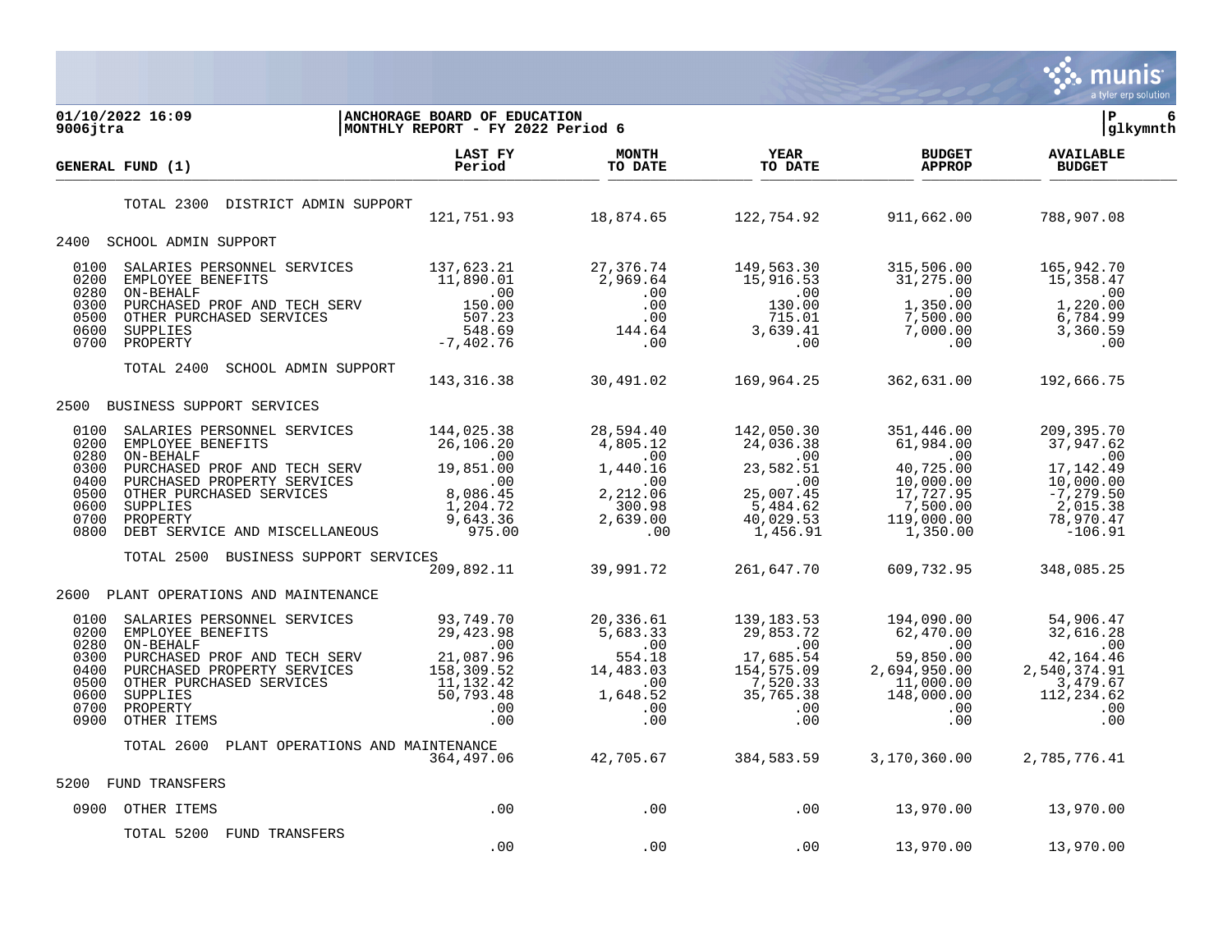**01/10/2022 16:09**
**9006jtra**

**ANCHORAGE BOARD OF EDUCATION**
**MONTHLY REPORT - FY 2022 Period 6**

**P 6**
**glkymnth**

| GENERAL FUND (1) | | LAST FY Period | MONTH TO DATE | YEAR TO DATE | BUDGET APPROP | AVAILABLE BUDGET |
|---|---|---|---|---|---|---|
| | TOTAL 2300 DISTRICT ADMIN SUPPORT | 121,751.93 | 18,874.65 | 122,754.92 | 911,662.00 | 788,907.08 |
| 2400 | SCHOOL ADMIN SUPPORT | | | | | |
| 0100 | SALARIES PERSONNEL SERVICES | 137,623.21 | 27,376.74 | 149,563.30 | 315,506.00 | 165,942.70 |
| 0200 | EMPLOYEE BENEFITS | 11,890.01 | 2,969.64 | 15,916.53 | 31,275.00 | 15,358.47 |
| 0280 | ON-BEHALF | .00 | .00 | .00 | .00 | .00 |
| 0300 | PURCHASED PROF AND TECH SERV | 150.00 | .00 | 130.00 | 1,350.00 | 1,220.00 |
| 0500 | OTHER PURCHASED SERVICES | 507.23 | .00 | 715.01 | 7,500.00 | 6,784.99 |
| 0600 | SUPPLIES | 548.69 | 144.64 | 3,639.41 | 7,000.00 | 3,360.59 |
| 0700 | PROPERTY | -7,402.76 | .00 | .00 | .00 | .00 |
| | TOTAL 2400 SCHOOL ADMIN SUPPORT | 143,316.38 | 30,491.02 | 169,964.25 | 362,631.00 | 192,666.75 |
| 2500 | BUSINESS SUPPORT SERVICES | | | | | |
| 0100 | SALARIES PERSONNEL SERVICES | 144,025.38 | 28,594.40 | 142,050.30 | 351,446.00 | 209,395.70 |
| 0200 | EMPLOYEE BENEFITS | 26,106.20 | 4,805.12 | 24,036.38 | 61,984.00 | 37,947.62 |
| 0280 | ON-BEHALF | .00 | .00 | .00 | .00 | .00 |
| 0300 | PURCHASED PROF AND TECH SERV | 19,851.00 | 1,440.16 | 23,582.51 | 40,725.00 | 17,142.49 |
| 0400 | PURCHASED PROPERTY SERVICES | .00 | .00 | .00 | 10,000.00 | 10,000.00 |
| 0500 | OTHER PURCHASED SERVICES | 8,086.45 | 2,212.06 | 25,007.45 | 17,727.95 | -7,279.50 |
| 0600 | SUPPLIES | 1,204.72 | 300.98 | 5,484.62 | 7,500.00 | 2,015.38 |
| 0700 | PROPERTY | 9,643.36 | 2,639.00 | 40,029.53 | 119,000.00 | 78,970.47 |
| 0800 | DEBT SERVICE AND MISCELLANEOUS | 975.00 | .00 | 1,456.91 | 1,350.00 | -106.91 |
| | TOTAL 2500 BUSINESS SUPPORT SERVICES | 209,892.11 | 39,991.72 | 261,647.70 | 609,732.95 | 348,085.25 |
| 2600 | PLANT OPERATIONS AND MAINTENANCE | | | | | |
| 0100 | SALARIES PERSONNEL SERVICES | 93,749.70 | 20,336.61 | 139,183.53 | 194,090.00 | 54,906.47 |
| 0200 | EMPLOYEE BENEFITS | 29,423.98 | 5,683.33 | 29,853.72 | 62,470.00 | 32,616.28 |
| 0280 | ON-BEHALF | .00 | .00 | .00 | .00 | .00 |
| 0300 | PURCHASED PROF AND TECH SERV | 21,087.96 | 554.18 | 17,685.54 | 59,850.00 | 42,164.46 |
| 0400 | PURCHASED PROPERTY SERVICES | 158,309.52 | 14,483.03 | 154,575.09 | 2,694,950.00 | 2,540,374.91 |
| 0500 | OTHER PURCHASED SERVICES | 11,132.42 | .00 | 7,520.33 | 11,000.00 | 3,479.67 |
| 0600 | SUPPLIES | 50,793.48 | 1,648.52 | 35,765.38 | 148,000.00 | 112,234.62 |
| 0700 | PROPERTY | .00 | .00 | .00 | .00 | .00 |
| 0900 | OTHER ITEMS | .00 | .00 | .00 | .00 | .00 |
| | TOTAL 2600 PLANT OPERATIONS AND MAINTENANCE | 364,497.06 | 42,705.67 | 384,583.59 | 3,170,360.00 | 2,785,776.41 |
| 5200 | FUND TRANSFERS | | | | | |
| 0900 | OTHER ITEMS | .00 | .00 | .00 | 13,970.00 | 13,970.00 |
| | TOTAL 5200 FUND TRANSFERS | .00 | .00 | .00 | 13,970.00 | 13,970.00 |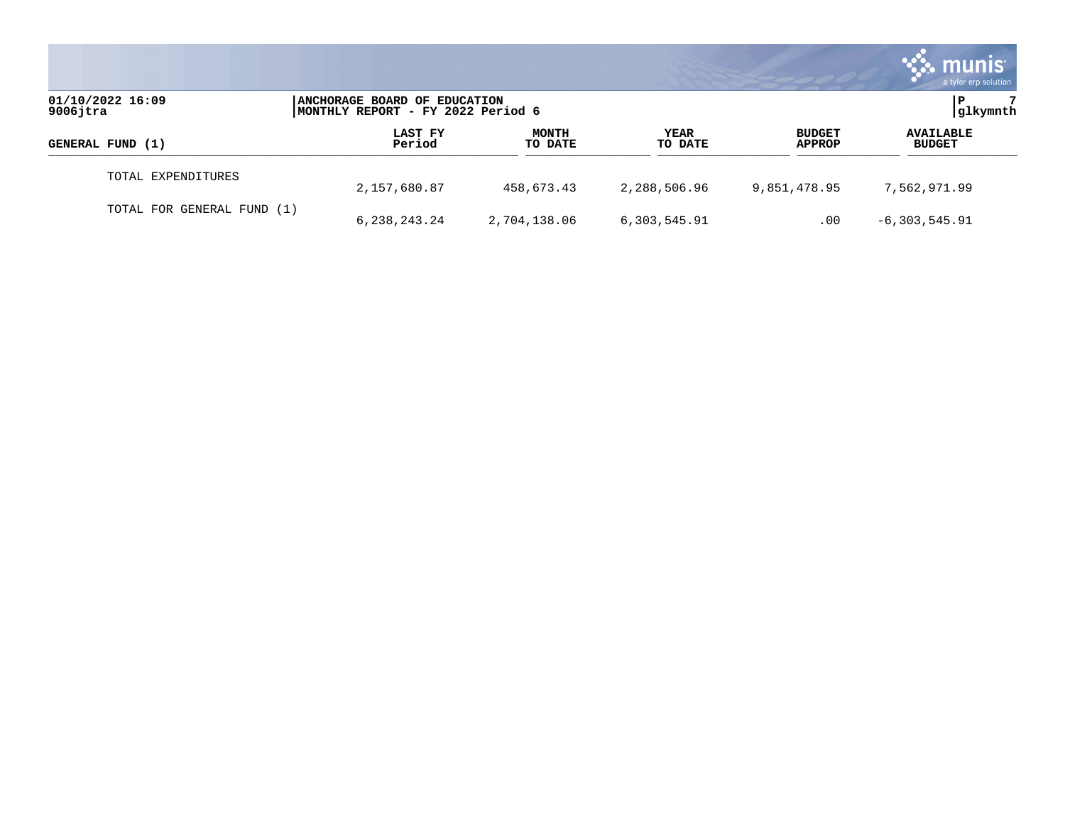| GENERAL FUND (1) | LAST FY Period | MONTH TO DATE | YEAR TO DATE | BUDGET APPROP | AVAILABLE BUDGET |
|---|---|---|---|---|---|
| TOTAL EXPENDITURES | 2,157,680.87 | 458,673.43 | 2,288,506.96 | 9,851,478.95 | 7,562,971.99 |
| TOTAL FOR GENERAL FUND (1) | 6,238,243.24 | 2,704,138.06 | 6,303,545.91 | .00 | -6,303,545.91 |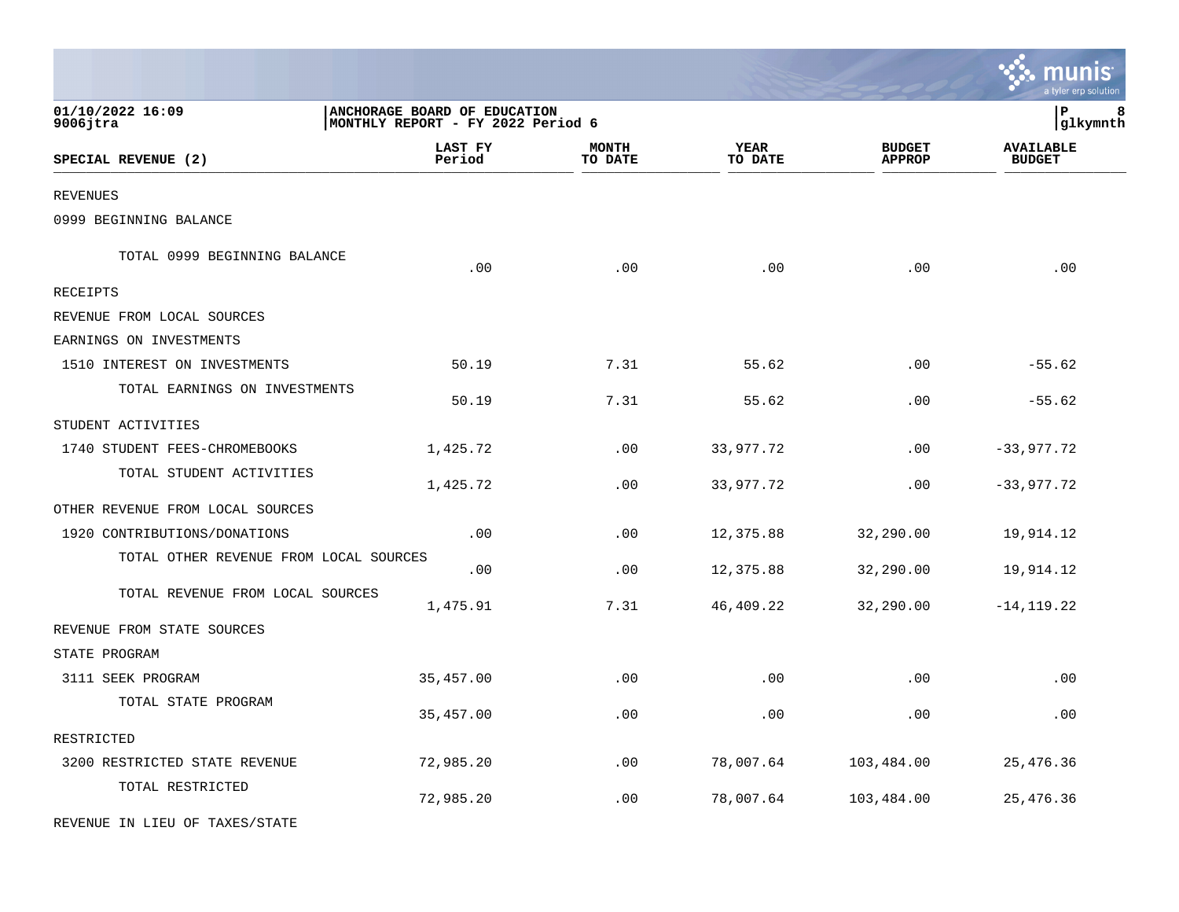01/10/2022 16:09
9006jtra

**ANCHORAGE BOARD OF EDUCATION**
**MONTHLY REPORT - FY 2022 Period 6**

glkymnth

| SPECIAL REVENUE (2) | LAST FY Period | MONTH TO DATE | YEAR TO DATE | BUDGET APPROP | AVAILABLE BUDGET |
|---|---|---|---|---|---|
| REVENUES | | | | | |
| 0999 BEGINNING BALANCE | | | | | |
| TOTAL 0999 BEGINNING BALANCE | .00 | .00 | .00 | .00 | .00 |
| RECEIPTS | | | | | |
| REVENUE FROM LOCAL SOURCES | | | | | |
| EARNINGS ON INVESTMENTS | | | | | |
| 1510 INTEREST ON INVESTMENTS | 50.19 | 7.31 | 55.62 | .00 | -55.62 |
| TOTAL EARNINGS ON INVESTMENTS | 50.19 | 7.31 | 55.62 | .00 | -55.62 |
| STUDENT ACTIVITIES | | | | | |
| 1740 STUDENT FEES-CHROMEBOOKS | 1,425.72 | .00 | 33,977.72 | .00 | -33,977.72 |
| TOTAL STUDENT ACTIVITIES | 1,425.72 | .00 | 33,977.72 | .00 | -33,977.72 |
| OTHER REVENUE FROM LOCAL SOURCES | | | | | |
| 1920 CONTRIBUTIONS/DONATIONS | .00 | .00 | 12,375.88 | 32,290.00 | 19,914.12 |
| TOTAL OTHER REVENUE FROM LOCAL SOURCES | .00 | .00 | 12,375.88 | 32,290.00 | 19,914.12 |
| TOTAL REVENUE FROM LOCAL SOURCES | 1,475.91 | 7.31 | 46,409.22 | 32,290.00 | -14,119.22 |
| REVENUE FROM STATE SOURCES | | | | | |
| STATE PROGRAM | | | | | |
| 3111 SEEK PROGRAM | 35,457.00 | .00 | .00 | .00 | .00 |
| TOTAL STATE PROGRAM | 35,457.00 | .00 | .00 | .00 | .00 |
| RESTRICTED | | | | | |
| 3200 RESTRICTED STATE REVENUE | 72,985.20 | .00 | 78,007.64 | 103,484.00 | 25,476.36 |
| TOTAL RESTRICTED | 72,985.20 | .00 | 78,007.64 | 103,484.00 | 25,476.36 |
| REVENUE IN LIEU OF TAXES/STATE | | | | | |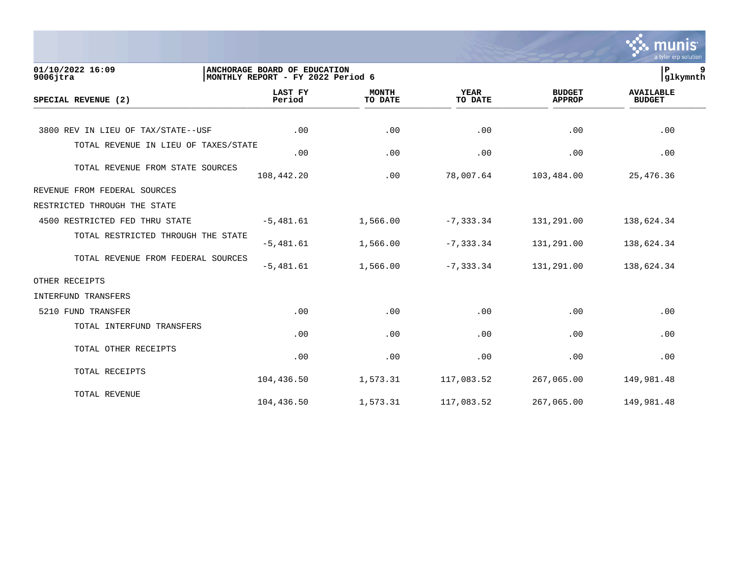01/10/2022 16:09
9006jtra

**ANCHORAGE BOARD OF EDUCATION**
**MONTHLY REPORT - FY 2022 Period 6**

P 9
glkymnth

| SPECIAL REVENUE (2) | LAST FY Period | MONTH TO DATE | YEAR TO DATE | BUDGET APPROP | AVAILABLE BUDGET |
|---|---|---|---|---|---|
| 3800 REV IN LIEU OF TAX/STATE--USF | .00 | .00 | .00 | .00 | .00 |
| TOTAL REVENUE IN LIEU OF TAXES/STATE | .00 | .00 | .00 | .00 | .00 |
| TOTAL REVENUE FROM STATE SOURCES | 108,442.20 | .00 | 78,007.64 | 103,484.00 | 25,476.36 |
| REVENUE FROM FEDERAL SOURCES | | | | | |
| RESTRICTED THROUGH THE STATE | | | | | |
| 4500 RESTRICTED FED THRU STATE | -5,481.61 | 1,566.00 | -7,333.34 | 131,291.00 | 138,624.34 |
| TOTAL RESTRICTED THROUGH THE STATE | -5,481.61 | 1,566.00 | -7,333.34 | 131,291.00 | 138,624.34 |
| TOTAL REVENUE FROM FEDERAL SOURCES | -5,481.61 | 1,566.00 | -7,333.34 | 131,291.00 | 138,624.34 |
| OTHER RECEIPTS | | | | | |
| INTERFUND TRANSFERS | | | | | |
| 5210 FUND TRANSFER | .00 | .00 | .00 | .00 | .00 |
| TOTAL INTERFUND TRANSFERS | .00 | .00 | .00 | .00 | .00 |
| TOTAL OTHER RECEIPTS | .00 | .00 | .00 | .00 | .00 |
| TOTAL RECEIPTS | 104,436.50 | 1,573.31 | 117,083.52 | 267,065.00 | 149,981.48 |
| TOTAL REVENUE | 104,436.50 | 1,573.31 | 117,083.52 | 267,065.00 | 149,981.48 |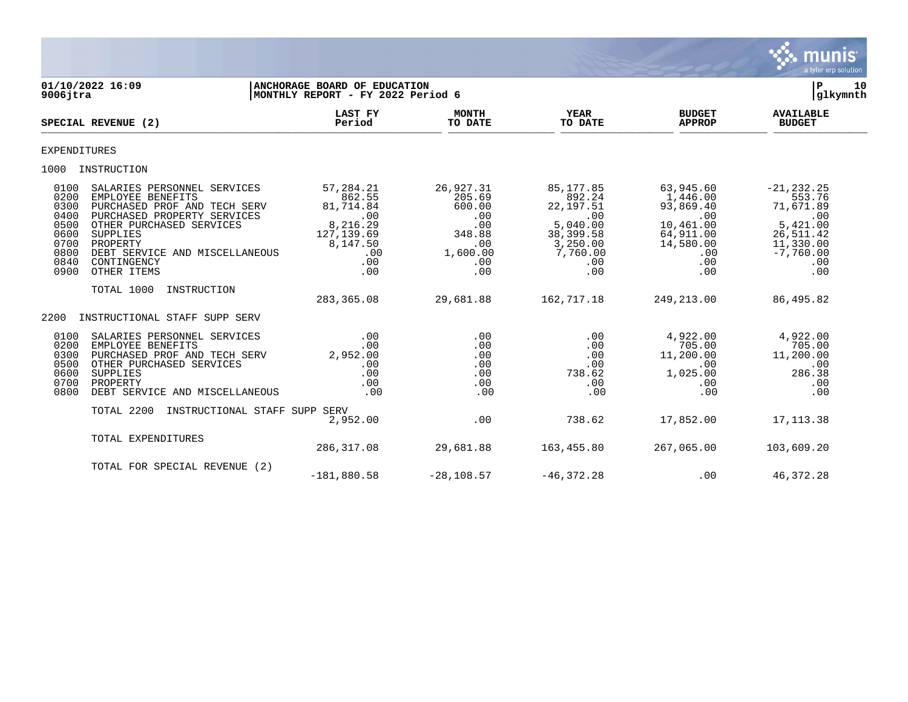**01/10/2022 16:09**
**9006jtra**

**ANCHORAGE BOARD OF EDUCATION**
**MONTHLY REPORT - FY 2022 Period 6**

**P 10**
**glkymnth**

| SPECIAL REVENUE (2) | LAST FY Period | MONTH TO DATE | YEAR TO DATE | BUDGET APPROP | AVAILABLE BUDGET |
|---|---|---|---|---|---|
| **EXPENDITURES** | | | | | |
| **1000 INSTRUCTION** | | | | | |
| 0100 SALARIES PERSONNEL SERVICES | 57,284.21 | 26,927.31 | 85,177.85 | 63,945.60 | -21,232.25 |
| 0200 EMPLOYEE BENEFITS | 862.55 | 205.69 | 892.24 | 1,446.00 | 553.76 |
| 0300 PURCHASED PROF AND TECH SERV | 81,714.84 | 600.00 | 22,197.51 | 93,869.40 | 71,671.89 |
| 0400 PURCHASED PROPERTY SERVICES | .00 | .00 | .00 | .00 | .00 |
| 0500 OTHER PURCHASED SERVICES | 8,216.29 | .00 | 5,040.00 | 10,461.00 | 5,421.00 |
| 0600 SUPPLIES | 127,139.69 | 348.88 | 38,399.58 | 64,911.00 | 26,511.42 |
| 0700 PROPERTY | 8,147.50 | .00 | 3,250.00 | 14,580.00 | 11,330.00 |
| 0800 DEBT SERVICE AND MISCELLANEOUS | .00 | 1,600.00 | 7,760.00 | .00 | -7,760.00 |
| 0840 CONTINGENCY | .00 | .00 | .00 | .00 | .00 |
| 0900 OTHER ITEMS | .00 | .00 | .00 | .00 | .00 |
| TOTAL 1000 INSTRUCTION | 283,365.08 | 29,681.88 | 162,717.18 | 249,213.00 | 86,495.82 |
| **2200 INSTRUCTIONAL STAFF SUPP SERV** | | | | | |
| 0100 SALARIES PERSONNEL SERVICES | .00 | .00 | .00 | 4,922.00 | 4,922.00 |
| 0200 EMPLOYEE BENEFITS | .00 | .00 | .00 | 705.00 | 705.00 |
| 0300 PURCHASED PROF AND TECH SERV | 2,952.00 | .00 | .00 | 11,200.00 | 11,200.00 |
| 0500 OTHER PURCHASED SERVICES | .00 | .00 | .00 | .00 | .00 |
| 0600 SUPPLIES | .00 | .00 | 738.62 | 1,025.00 | 286.38 |
| 0700 PROPERTY | .00 | .00 | .00 | .00 | .00 |
| 0800 DEBT SERVICE AND MISCELLANEOUS | .00 | .00 | .00 | .00 | .00 |
| TOTAL 2200 INSTRUCTIONAL STAFF SUPP SERV | 2,952.00 | .00 | 738.62 | 17,852.00 | 17,113.38 |
| TOTAL EXPENDITURES | 286,317.08 | 29,681.88 | 163,455.80 | 267,065.00 | 103,609.20 |
| TOTAL FOR SPECIAL REVENUE (2) | -181,880.58 | -28,108.57 | -46,372.28 | .00 | 46,372.28 |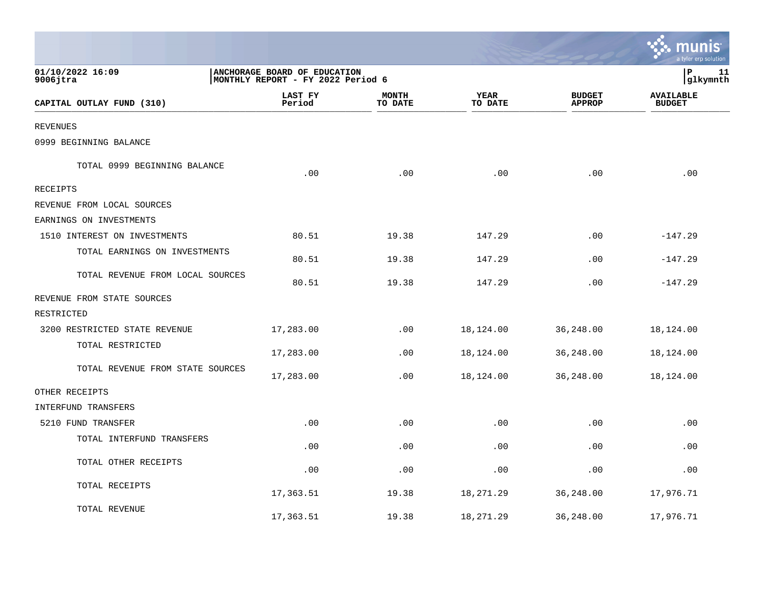01/10/2022 16:09
9006jtra

**ANCHORAGE BOARD OF EDUCATION**
**MONTHLY REPORT - FY 2022 Period 6**

| CAPITAL OUTLAY FUND (310) | LAST FY Period | MONTH TO DATE | YEAR TO DATE | BUDGET APPROP | AVAILABLE BUDGET |
|---|---|---|---|---|---|
| REVENUES | | | | | |
| 0999 BEGINNING BALANCE | | | | | |
| TOTAL 0999 BEGINNING BALANCE | .00 | .00 | .00 | .00 | .00 |
| RECEIPTS | | | | | |
| REVENUE FROM LOCAL SOURCES | | | | | |
| EARNINGS ON INVESTMENTS | | | | | |
| 1510 INTEREST ON INVESTMENTS | 80.51 | 19.38 | 147.29 | .00 | -147.29 |
| TOTAL EARNINGS ON INVESTMENTS | 80.51 | 19.38 | 147.29 | .00 | -147.29 |
| TOTAL REVENUE FROM LOCAL SOURCES | 80.51 | 19.38 | 147.29 | .00 | -147.29 |
| REVENUE FROM STATE SOURCES | | | | | |
| RESTRICTED | | | | | |
| 3200 RESTRICTED STATE REVENUE | 17,283.00 | .00 | 18,124.00 | 36,248.00 | 18,124.00 |
| TOTAL RESTRICTED | 17,283.00 | .00 | 18,124.00 | 36,248.00 | 18,124.00 |
| TOTAL REVENUE FROM STATE SOURCES | 17,283.00 | .00 | 18,124.00 | 36,248.00 | 18,124.00 |
| OTHER RECEIPTS | | | | | |
| INTERFUND TRANSFERS | | | | | |
| 5210 FUND TRANSFER | .00 | .00 | .00 | .00 | .00 |
| TOTAL INTERFUND TRANSFERS | .00 | .00 | .00 | .00 | .00 |
| TOTAL OTHER RECEIPTS | .00 | .00 | .00 | .00 | .00 |
| TOTAL RECEIPTS | 17,363.51 | 19.38 | 18,271.29 | 36,248.00 | 17,976.71 |
| TOTAL REVENUE | 17,363.51 | 19.38 | 18,271.29 | 36,248.00 | 17,976.71 |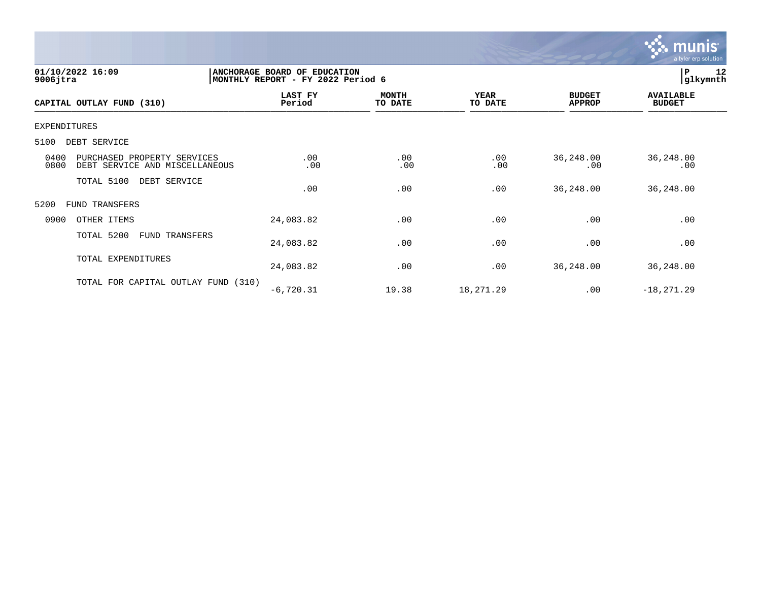| CAPITAL OUTLAY FUND (310) | LAST FY Period | MONTH TO DATE | YEAR TO DATE | BUDGET APPROP | AVAILABLE BUDGET |
|---|---|---|---|---|---|
| EXPENDITURES | | | | | |
| 5100 DEBT SERVICE | | | | | |
| 0400 PURCHASED PROPERTY SERVICES | .00 | .00 | .00 | 36,248.00 | 36,248.00 |
| 0800 DEBT SERVICE AND MISCELLANEOUS | .00 | .00 | .00 | .00 | .00 |
| TOTAL 5100 DEBT SERVICE | .00 | .00 | .00 | 36,248.00 | 36,248.00 |
| 5200 FUND TRANSFERS | | | | | |
| 0900 OTHER ITEMS | 24,083.82 | .00 | .00 | .00 | .00 |
| TOTAL 5200 FUND TRANSFERS | 24,083.82 | .00 | .00 | .00 | .00 |
| TOTAL EXPENDITURES | 24,083.82 | .00 | .00 | 36,248.00 | 36,248.00 |
| TOTAL FOR CAPITAL OUTLAY FUND (310) | -6,720.31 | 19.38 | 18,271.29 | .00 | -18,271.29 |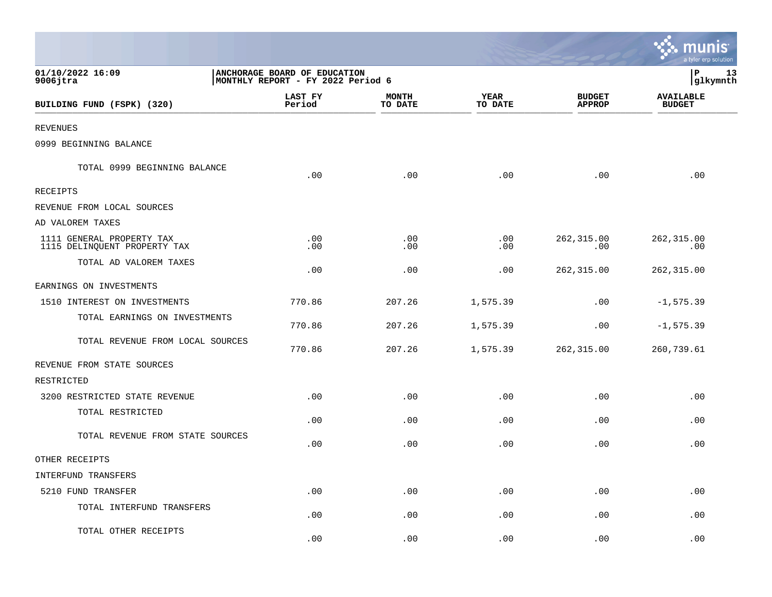01/10/2022 16:09 | ANCHORAGE BOARD OF EDUCATION
9006jtra | MONTHLY REPORT - FY 2022 Period 6

P 13
glkymnth

| BUILDING FUND (FSPK) (320) | LAST FY Period | MONTH TO DATE | YEAR TO DATE | BUDGET APPROP | AVAILABLE BUDGET |
|---|---|---|---|---|---|
| REVENUES | | | | | |
| 0999 BEGINNING BALANCE | | | | | |
| TOTAL 0999 BEGINNING BALANCE | .00 | .00 | .00 | .00 | .00 |
| RECEIPTS | | | | | |
| REVENUE FROM LOCAL SOURCES | | | | | |
| AD VALOREM TAXES | | | | | |
| 1111 GENERAL PROPERTY TAX | .00 | .00 | .00 | 262,315.00 | 262,315.00 |
| 1115 DELINQUENT PROPERTY TAX | .00 | .00 | .00 | .00 | .00 |
| TOTAL AD VALOREM TAXES | .00 | .00 | .00 | 262,315.00 | 262,315.00 |
| EARNINGS ON INVESTMENTS | | | | | |
| 1510 INTEREST ON INVESTMENTS | 770.86 | 207.26 | 1,575.39 | .00 | -1,575.39 |
| TOTAL EARNINGS ON INVESTMENTS | 770.86 | 207.26 | 1,575.39 | .00 | -1,575.39 |
| TOTAL REVENUE FROM LOCAL SOURCES | 770.86 | 207.26 | 1,575.39 | 262,315.00 | 260,739.61 |
| REVENUE FROM STATE SOURCES | | | | | |
| RESTRICTED | | | | | |
| 3200 RESTRICTED STATE REVENUE | .00 | .00 | .00 | .00 | .00 |
| TOTAL RESTRICTED | .00 | .00 | .00 | .00 | .00 |
| TOTAL REVENUE FROM STATE SOURCES | .00 | .00 | .00 | .00 | .00 |
| OTHER RECEIPTS | | | | | |
| INTERFUND TRANSFERS | | | | | |
| 5210 FUND TRANSFER | .00 | .00 | .00 | .00 | .00 |
| TOTAL INTERFUND TRANSFERS | .00 | .00 | .00 | .00 | .00 |
| TOTAL OTHER RECEIPTS | .00 | .00 | .00 | .00 | .00 |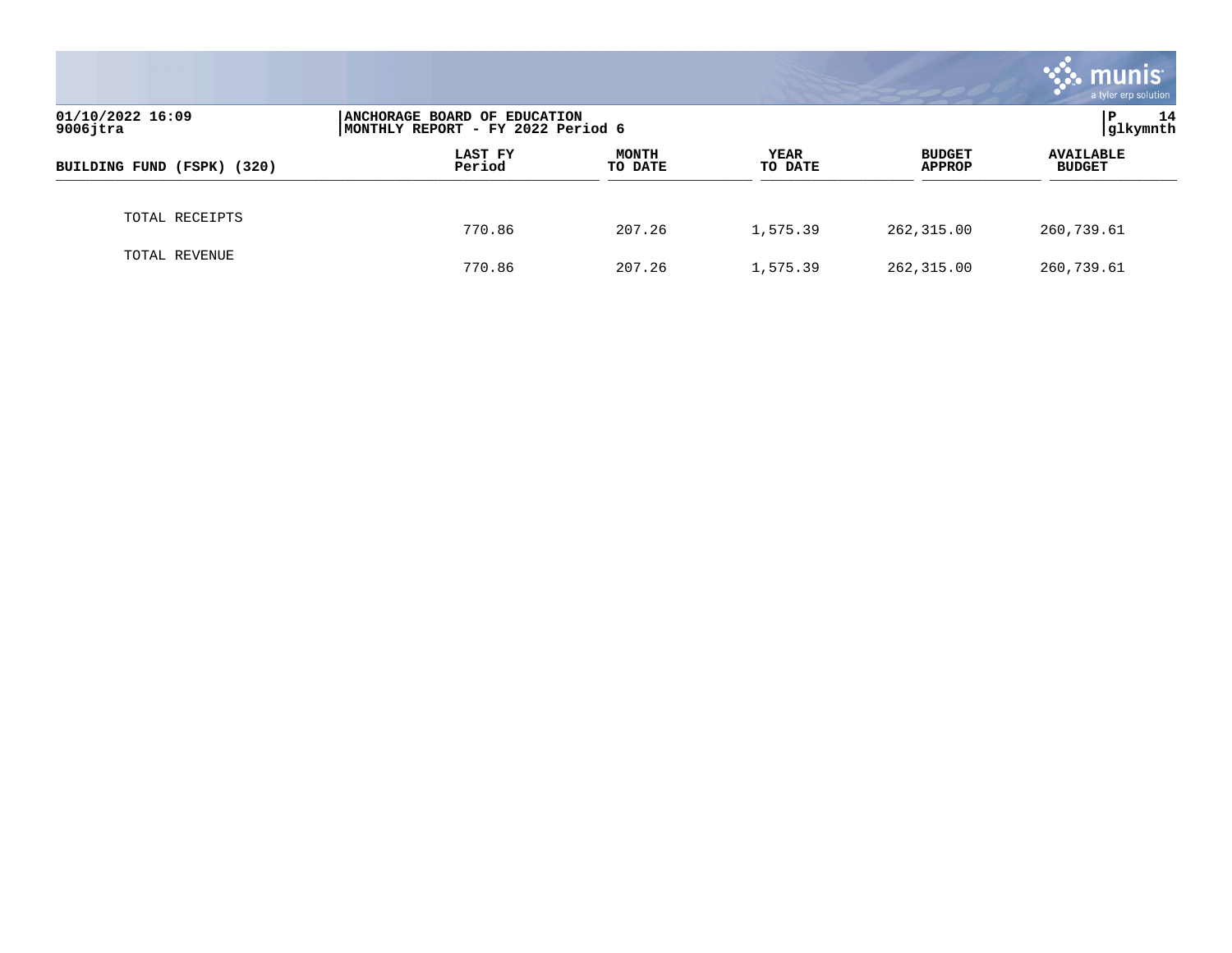| BUILDING FUND (FSPK) (320) | LAST FY Period | MONTH TO DATE | YEAR TO DATE | BUDGET APPROP | AVAILABLE BUDGET |
|---|---|---|---|---|---|
| TOTAL RECEIPTS | 770.86 | 207.26 | 1,575.39 | 262,315.00 | 260,739.61 |
| TOTAL REVENUE | 770.86 | 207.26 | 1,575.39 | 262,315.00 | 260,739.61 |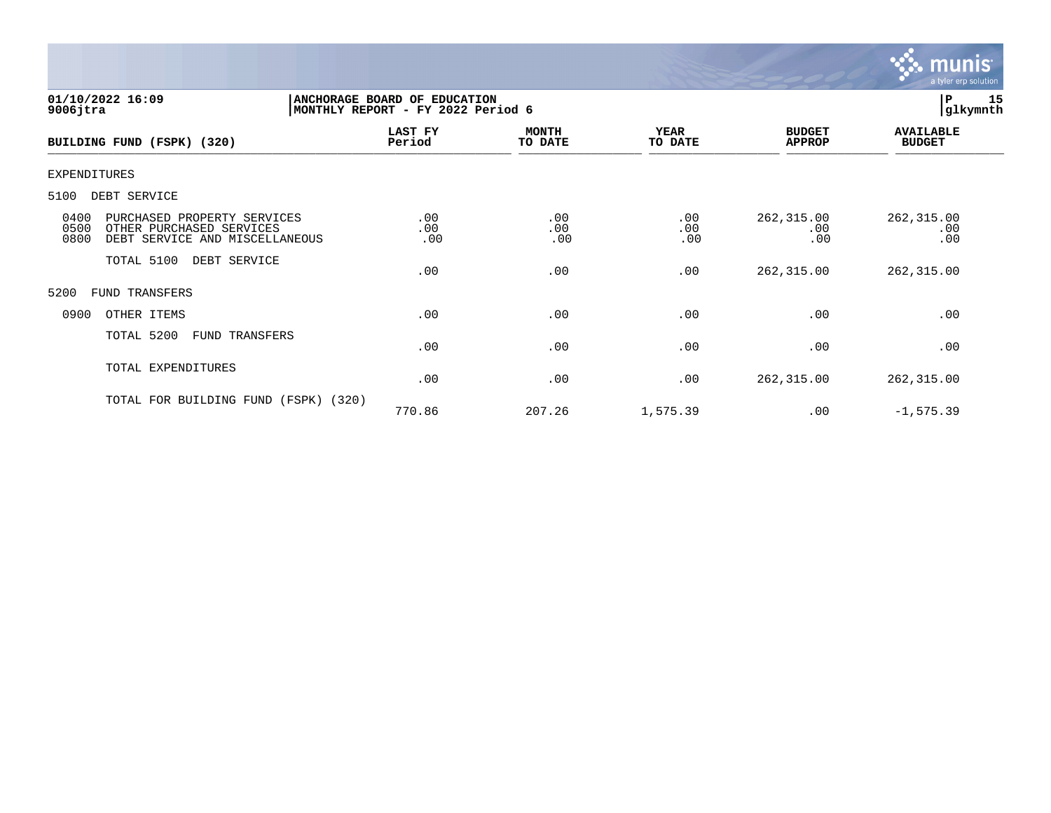01/10/2022 16:09
9006jtra

ANCHORAGE BOARD OF EDUCATION
MONTHLY REPORT - FY 2022 Period 6

P 15
glkymnth

| BUILDING FUND (FSPK) (320) | LAST FY Period | MONTH TO DATE | YEAR TO DATE | BUDGET APPROP | AVAILABLE BUDGET |
|---|---|---|---|---|---|
| EXPENDITURES | | | | | |
| 5100 DEBT SERVICE | | | | | |
| 0400 PURCHASED PROPERTY SERVICES | .00 | .00 | .00 | 262,315.00 | 262,315.00 |
| 0500 OTHER PURCHASED SERVICES | .00 | .00 | .00 | .00 | .00 |
| 0800 DEBT SERVICE AND MISCELLANEOUS | .00 | .00 | .00 | .00 | .00 |
| TOTAL 5100 DEBT SERVICE | .00 | .00 | .00 | 262,315.00 | 262,315.00 |
| 5200 FUND TRANSFERS | | | | | |
| 0900 OTHER ITEMS | .00 | .00 | .00 | .00 | .00 |
| TOTAL 5200 FUND TRANSFERS | .00 | .00 | .00 | .00 | .00 |
| TOTAL EXPENDITURES | .00 | .00 | .00 | 262,315.00 | 262,315.00 |
| TOTAL FOR BUILDING FUND (FSPK) (320) | 770.86 | 207.26 | 1,575.39 | .00 | -1,575.39 |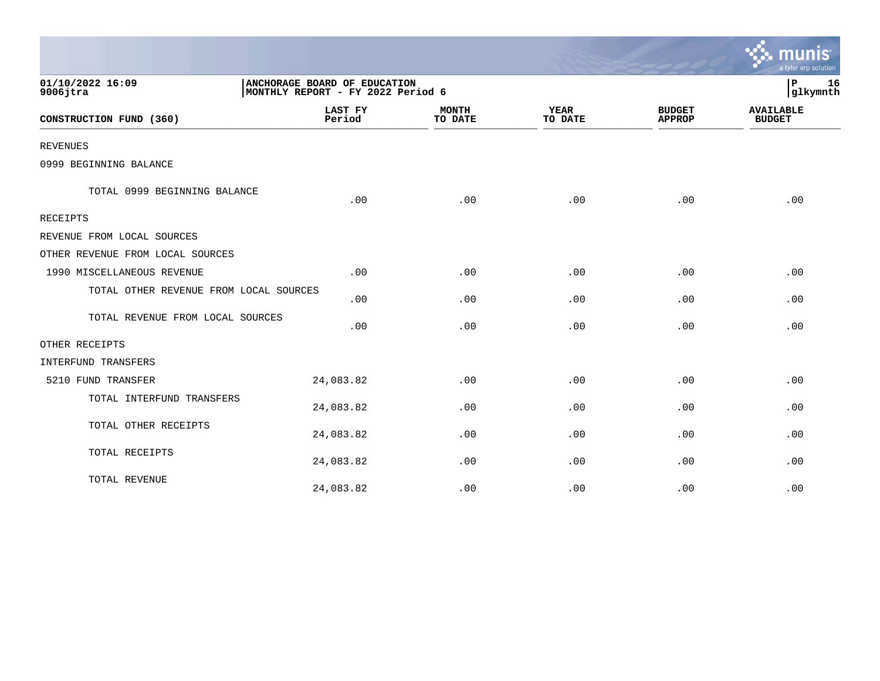01/10/2022 16:09 | ANCHORAGE BOARD OF EDUCATION | P 16
9006jtra | MONTHLY REPORT - FY 2022 Period 6 | glkymnth

| CONSTRUCTION FUND (360) | LAST FY Period | MONTH TO DATE | YEAR TO DATE | BUDGET APPROP | AVAILABLE BUDGET |
|---|---|---|---|---|---|
| REVENUES | | | | | |
| 0999 BEGINNING BALANCE | | | | | |
| TOTAL 0999 BEGINNING BALANCE | .00 | .00 | .00 | .00 | .00 |
| RECEIPTS | | | | | |
| REVENUE FROM LOCAL SOURCES | | | | | |
| OTHER REVENUE FROM LOCAL SOURCES | | | | | |
| 1990 MISCELLANEOUS REVENUE | .00 | .00 | .00 | .00 | .00 |
| TOTAL OTHER REVENUE FROM LOCAL SOURCES | .00 | .00 | .00 | .00 | .00 |
| TOTAL REVENUE FROM LOCAL SOURCES | .00 | .00 | .00 | .00 | .00 |
| OTHER RECEIPTS | | | | | |
| INTERFUND TRANSFERS | | | | | |
| 5210 FUND TRANSFER | 24,083.82 | .00 | .00 | .00 | .00 |
| TOTAL INTERFUND TRANSFERS | 24,083.82 | .00 | .00 | .00 | .00 |
| TOTAL OTHER RECEIPTS | 24,083.82 | .00 | .00 | .00 | .00 |
| TOTAL RECEIPTS | 24,083.82 | .00 | .00 | .00 | .00 |
| TOTAL REVENUE | 24,083.82 | .00 | .00 | .00 | .00 |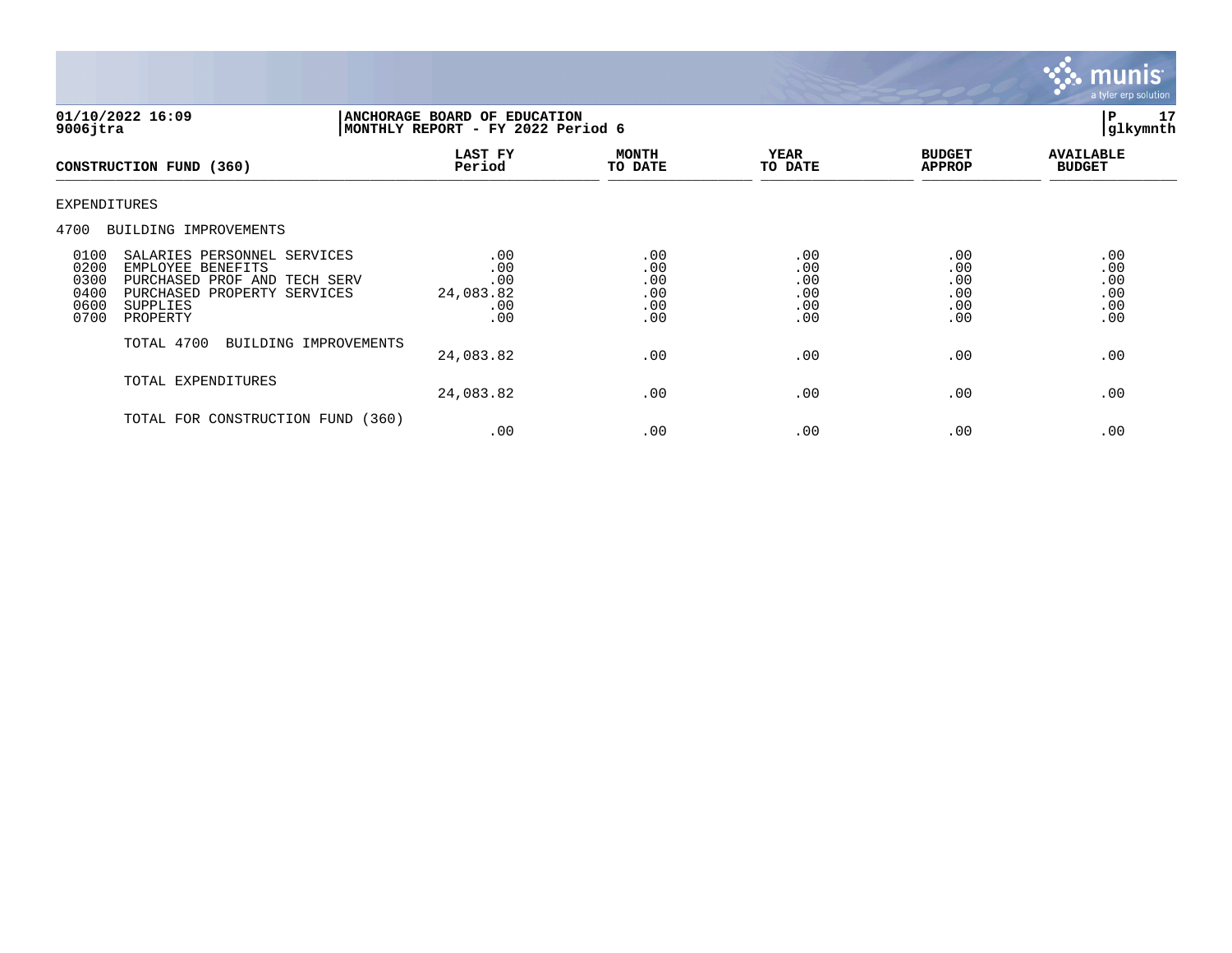01/10/2022 16:09
9006jtra

**ANCHORAGE BOARD OF EDUCATION**
**MONTHLY REPORT - FY 2022 Period 6**

P 17
glkymnth

| CONSTRUCTION FUND (360) | LAST FY Period | MONTH TO DATE | YEAR TO DATE | BUDGET APPROP | AVAILABLE BUDGET |
|---|---|---|---|---|---|
| EXPENDITURES | | | | | |
| 4700 BUILDING IMPROVEMENTS | | | | | |
| 0100 SALARIES PERSONNEL SERVICES | .00 | .00 | .00 | .00 | .00 |
| 0200 EMPLOYEE BENEFITS | .00 | .00 | .00 | .00 | .00 |
| 0300 PURCHASED PROF AND TECH SERV | .00 | .00 | .00 | .00 | .00 |
| 0400 PURCHASED PROPERTY SERVICES | 24,083.82 | .00 | .00 | .00 | .00 |
| 0600 SUPPLIES | .00 | .00 | .00 | .00 | .00 |
| 0700 PROPERTY | .00 | .00 | .00 | .00 | .00 |
| TOTAL 4700 BUILDING IMPROVEMENTS | 24,083.82 | .00 | .00 | .00 | .00 |
| TOTAL EXPENDITURES | 24,083.82 | .00 | .00 | .00 | .00 |
| TOTAL FOR CONSTRUCTION FUND (360) | .00 | .00 | .00 | .00 | .00 |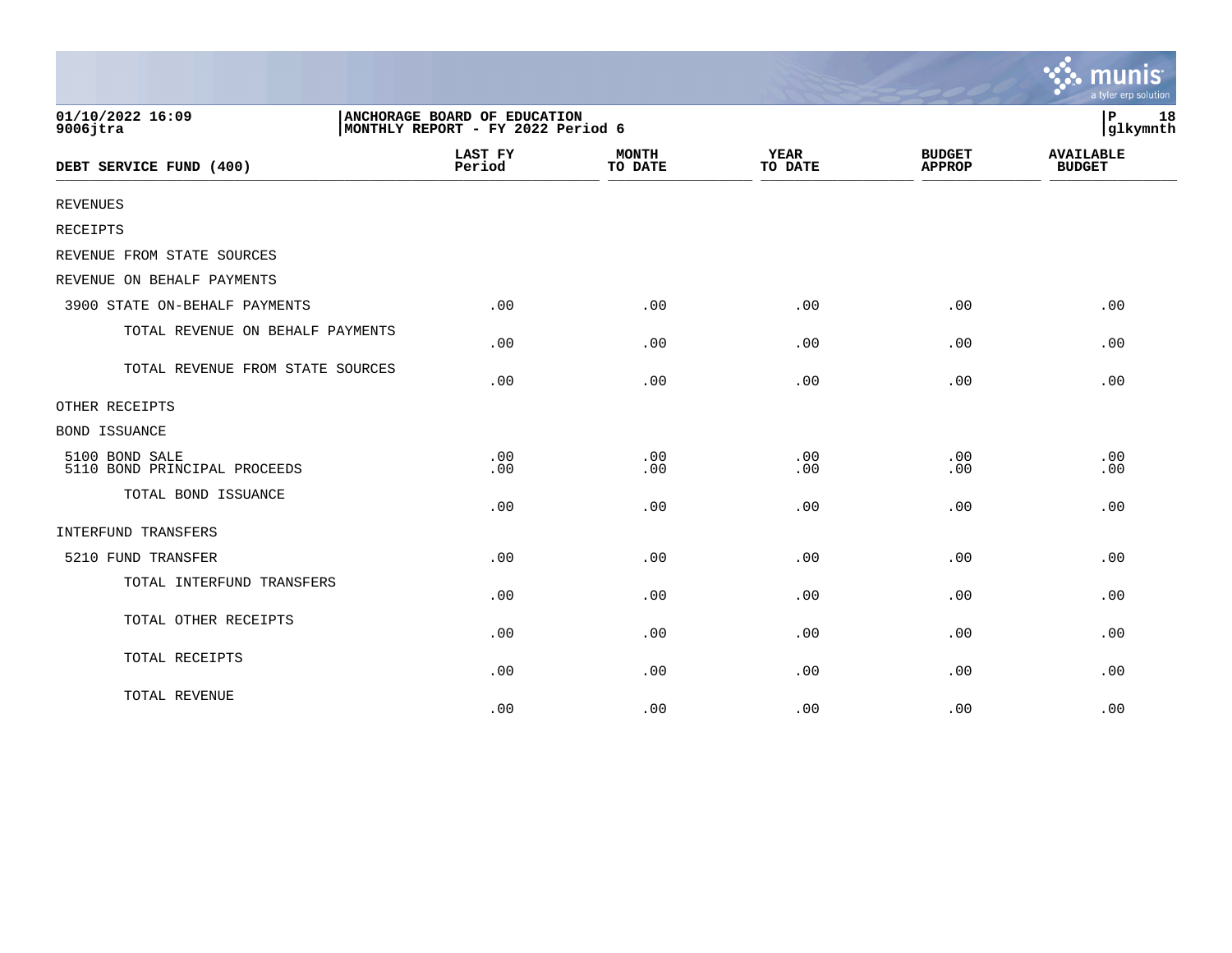ANCHORAGE BOARD OF EDUCATION
MONTHLY REPORT - FY 2022 Period 6

| DEBT SERVICE FUND (400) | LAST FY Period | MONTH TO DATE | YEAR TO DATE | BUDGET APPROP | AVAILABLE BUDGET |
|---|---|---|---|---|---|
| REVENUES | | | | | |
| RECEIPTS | | | | | |
| REVENUE FROM STATE SOURCES | | | | | |
| REVENUE ON BEHALF PAYMENTS | | | | | |
| 3900 STATE ON-BEHALF PAYMENTS | .00 | .00 | .00 | .00 | .00 |
| TOTAL REVENUE ON BEHALF PAYMENTS | .00 | .00 | .00 | .00 | .00 |
| TOTAL REVENUE FROM STATE SOURCES | .00 | .00 | .00 | .00 | .00 |
| OTHER RECEIPTS | | | | | |
| BOND ISSUANCE | | | | | |
| 5100 BOND SALE | .00 | .00 | .00 | .00 | .00 |
| 5110 BOND PRINCIPAL PROCEEDS | .00 | .00 | .00 | .00 | .00 |
| TOTAL BOND ISSUANCE | .00 | .00 | .00 | .00 | .00 |
| INTERFUND TRANSFERS | | | | | |
| 5210 FUND TRANSFER | .00 | .00 | .00 | .00 | .00 |
| TOTAL INTERFUND TRANSFERS | .00 | .00 | .00 | .00 | .00 |
| TOTAL OTHER RECEIPTS | .00 | .00 | .00 | .00 | .00 |
| TOTAL RECEIPTS | .00 | .00 | .00 | .00 | .00 |
| TOTAL REVENUE | .00 | .00 | .00 | .00 | .00 |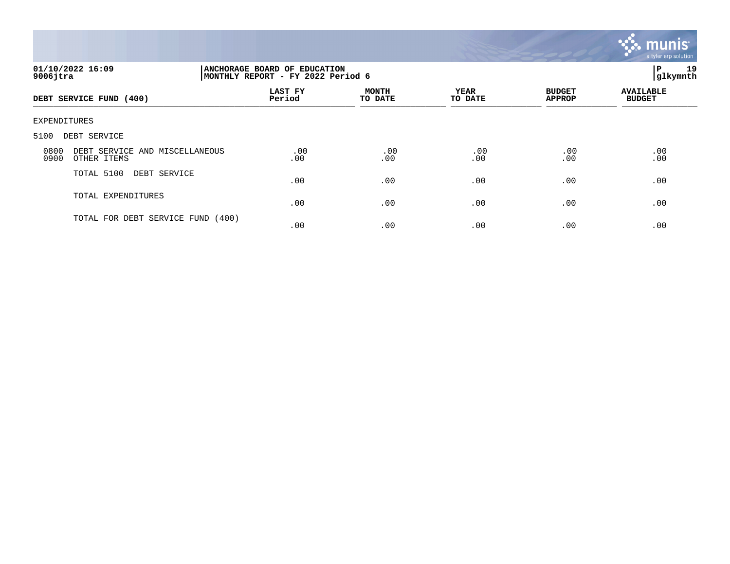**ANCHORAGE BOARD OF EDUCATION**
**MONTHLY REPORT - FY 2022 Period 6**

01/10/2022 16:09
9006jtra

glkymnth

| DEBT SERVICE FUND (400) | LAST FY Period | MONTH TO DATE | YEAR TO DATE | BUDGET APPROP | AVAILABLE BUDGET |
|---|---|---|---|---|---|
| EXPENDITURES | | | | | |
| 5100 DEBT SERVICE | | | | | |
| 0800 DEBT SERVICE AND MISCELLANEOUS | .00 | .00 | .00 | .00 | .00 |
| 0900 OTHER ITEMS | .00 | .00 | .00 | .00 | .00 |
| TOTAL 5100 DEBT SERVICE | .00 | .00 | .00 | .00 | .00 |
| TOTAL EXPENDITURES | .00 | .00 | .00 | .00 | .00 |
| TOTAL FOR DEBT SERVICE FUND (400) | .00 | .00 | .00 | .00 | .00 |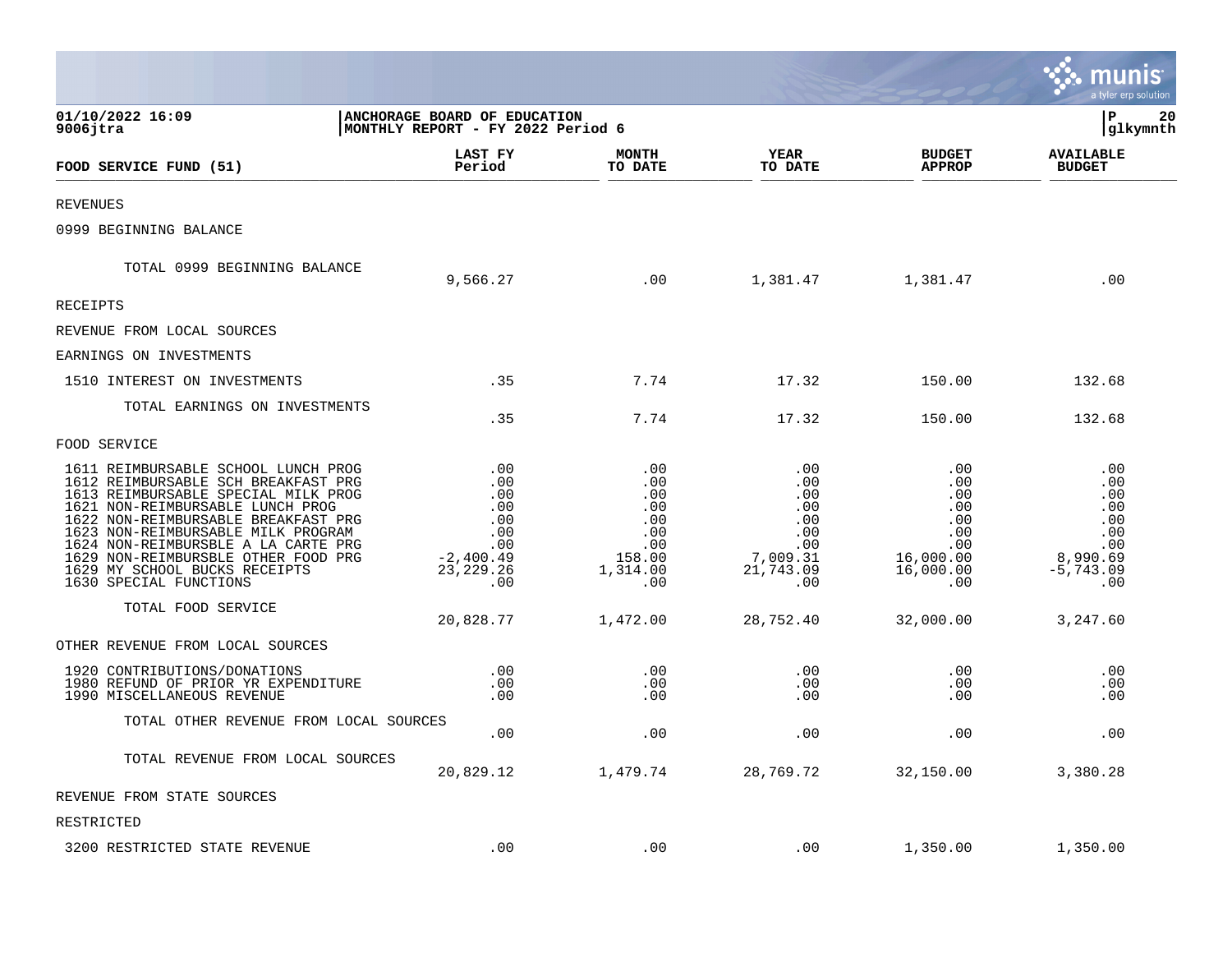01/10/2022 16:09 | ANCHORAGE BOARD OF EDUCATION
9006jtra | MONTHLY REPORT - FY 2022 Period 6 | glkymnth

| FOOD SERVICE FUND (51) | LAST FY Period | MONTH TO DATE | YEAR TO DATE | BUDGET APPROP | AVAILABLE BUDGET |
|---|---|---|---|---|---|
| REVENUES | | | | | |
| 0999 BEGINNING BALANCE | | | | | |
| TOTAL 0999 BEGINNING BALANCE | 9,566.27 | .00 | 1,381.47 | 1,381.47 | .00 |
| RECEIPTS | | | | | |
| REVENUE FROM LOCAL SOURCES | | | | | |
| EARNINGS ON INVESTMENTS | | | | | |
| 1510 INTEREST ON INVESTMENTS | .35 | 7.74 | 17.32 | 150.00 | 132.68 |
| TOTAL EARNINGS ON INVESTMENTS | .35 | 7.74 | 17.32 | 150.00 | 132.68 |
| FOOD SERVICE | | | | | |
| 1611 REIMBURSABLE SCHOOL LUNCH PROG | .00 | .00 | .00 | .00 | .00 |
| 1612 REIMBURSABLE SCH BREAKFAST PRG | .00 | .00 | .00 | .00 | .00 |
| 1613 REIMBURSABLE SPECIAL MILK PROG | .00 | .00 | .00 | .00 | .00 |
| 1621 NON-REIMBURSABLE LUNCH PROG | .00 | .00 | .00 | .00 | .00 |
| 1622 NON-REIMBURSABLE BREAKFAST PRG | .00 | .00 | .00 | .00 | .00 |
| 1623 NON-REIMBURSABLE MILK PROGRAM | .00 | .00 | .00 | .00 | .00 |
| 1624 NON-REIMBURSBLE A LA CARTE PRG | .00 | .00 | .00 | .00 | .00 |
| 1629 NON-REIMBURSBLE OTHER FOOD PRG | -2,400.49 | 158.00 | 7,009.31 | 16,000.00 | 8,990.69 |
| 1629 MY SCHOOL BUCKS RECEIPTS | 23,229.26 | 1,314.00 | 21,743.09 | 16,000.00 | -5,743.09 |
| 1630 SPECIAL FUNCTIONS | .00 | .00 | .00 | .00 | .00 |
| TOTAL FOOD SERVICE | 20,828.77 | 1,472.00 | 28,752.40 | 32,000.00 | 3,247.60 |
| OTHER REVENUE FROM LOCAL SOURCES | | | | | |
| 1920 CONTRIBUTIONS/DONATIONS | .00 | .00 | .00 | .00 | .00 |
| 1980 REFUND OF PRIOR YR EXPENDITURE | .00 | .00 | .00 | .00 | .00 |
| 1990 MISCELLANEOUS REVENUE | .00 | .00 | .00 | .00 | .00 |
| TOTAL OTHER REVENUE FROM LOCAL SOURCES | .00 | .00 | .00 | .00 | .00 |
| TOTAL REVENUE FROM LOCAL SOURCES | 20,829.12 | 1,479.74 | 28,769.72 | 32,150.00 | 3,380.28 |
| REVENUE FROM STATE SOURCES | | | | | |
| RESTRICTED | | | | | |
| 3200 RESTRICTED STATE REVENUE | .00 | .00 | .00 | 1,350.00 | 1,350.00 |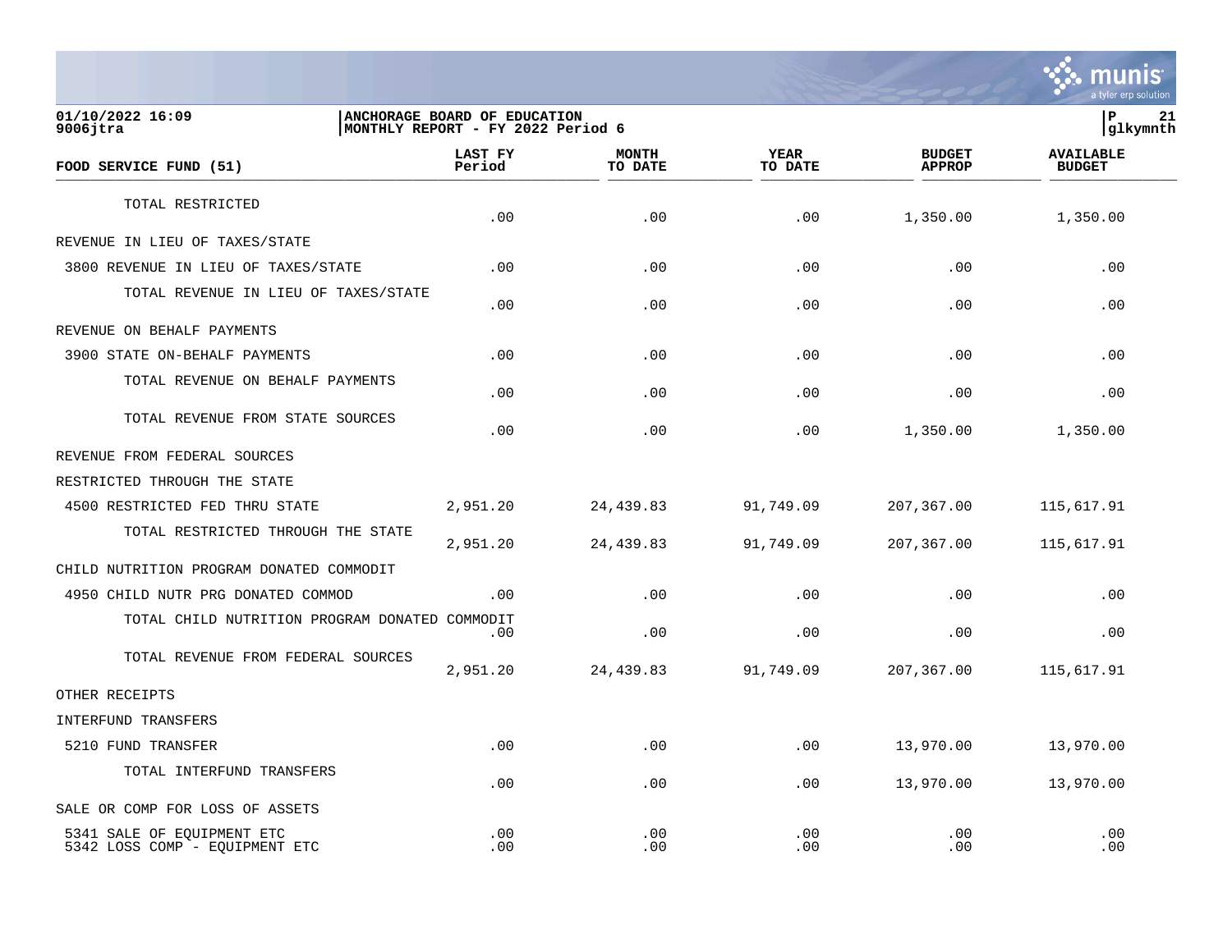**01/10/2022 16:09**
**9006jtra**

**ANCHORAGE BOARD OF EDUCATION**
**MONTHLY REPORT - FY 2022 Period 6**

| FOOD SERVICE FUND (51) | LAST FY Period | MONTH TO DATE | YEAR TO DATE | BUDGET APPROP | AVAILABLE BUDGET |
|---|---|---|---|---|---|
| TOTAL RESTRICTED | .00 | .00 | .00 | 1,350.00 | 1,350.00 |
| REVENUE IN LIEU OF TAXES/STATE | | | | | |
| 3800 REVENUE IN LIEU OF TAXES/STATE | .00 | .00 | .00 | .00 | .00 |
| TOTAL REVENUE IN LIEU OF TAXES/STATE | .00 | .00 | .00 | .00 | .00 |
| REVENUE ON BEHALF PAYMENTS | | | | | |
| 3900 STATE ON-BEHALF PAYMENTS | .00 | .00 | .00 | .00 | .00 |
| TOTAL REVENUE ON BEHALF PAYMENTS | .00 | .00 | .00 | .00 | .00 |
| TOTAL REVENUE FROM STATE SOURCES | .00 | .00 | .00 | 1,350.00 | 1,350.00 |
| REVENUE FROM FEDERAL SOURCES | | | | | |
| RESTRICTED THROUGH THE STATE | | | | | |
| 4500 RESTRICTED FED THRU STATE | 2,951.20 | 24,439.83 | 91,749.09 | 207,367.00 | 115,617.91 |
| TOTAL RESTRICTED THROUGH THE STATE | 2,951.20 | 24,439.83 | 91,749.09 | 207,367.00 | 115,617.91 |
| CHILD NUTRITION PROGRAM DONATED COMMODIT | | | | | |
| 4950 CHILD NUTR PRG DONATED COMMOD | .00 | .00 | .00 | .00 | .00 |
| TOTAL CHILD NUTRITION PROGRAM DONATED COMMODIT | .00 | .00 | .00 | .00 | .00 |
| TOTAL REVENUE FROM FEDERAL SOURCES | 2,951.20 | 24,439.83 | 91,749.09 | 207,367.00 | 115,617.91 |
| OTHER RECEIPTS | | | | | |
| INTERFUND TRANSFERS | | | | | |
| 5210 FUND TRANSFER | .00 | .00 | .00 | 13,970.00 | 13,970.00 |
| TOTAL INTERFUND TRANSFERS | .00 | .00 | .00 | 13,970.00 | 13,970.00 |
| SALE OR COMP FOR LOSS OF ASSETS | | | | | |
| 5341 SALE OF EQUIPMENT ETC | .00 | .00 | .00 | .00 | .00 |
| 5342 LOSS COMP - EQUIPMENT ETC | .00 | .00 | .00 | .00 | .00 |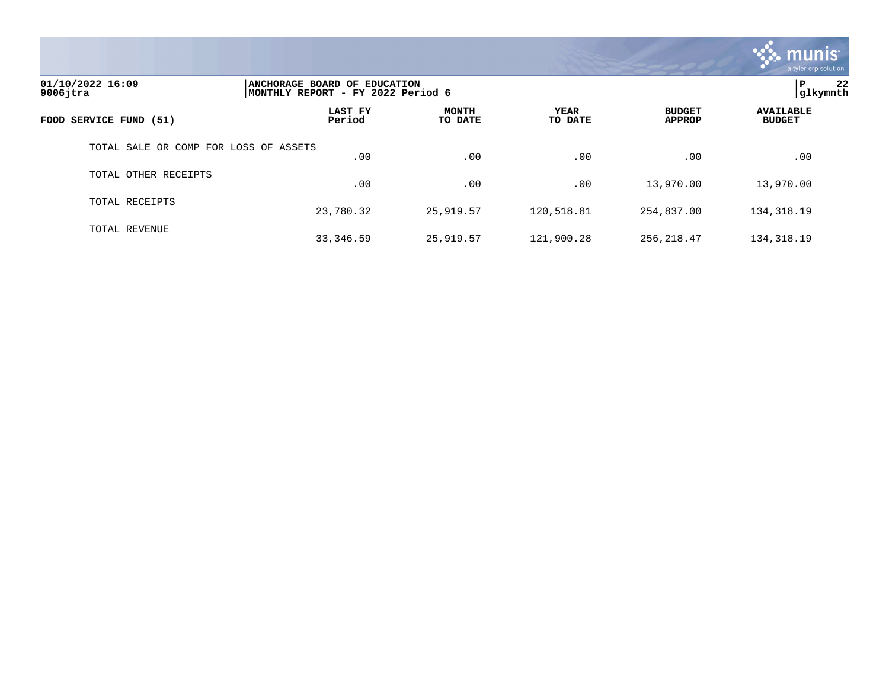| FOOD SERVICE FUND (51) | LAST FY Period | MONTH TO DATE | YEAR TO DATE | BUDGET APPROP | AVAILABLE BUDGET |
|---|---|---|---|---|---|
| TOTAL SALE OR COMP FOR LOSS OF ASSETS | .00 | .00 | .00 | .00 | .00 |
| TOTAL OTHER RECEIPTS | .00 | .00 | .00 | 13,970.00 | 13,970.00 |
| TOTAL RECEIPTS | 23,780.32 | 25,919.57 | 120,518.81 | 254,837.00 | 134,318.19 |
| TOTAL REVENUE | 33,346.59 | 25,919.57 | 121,900.28 | 256,218.47 | 134,318.19 |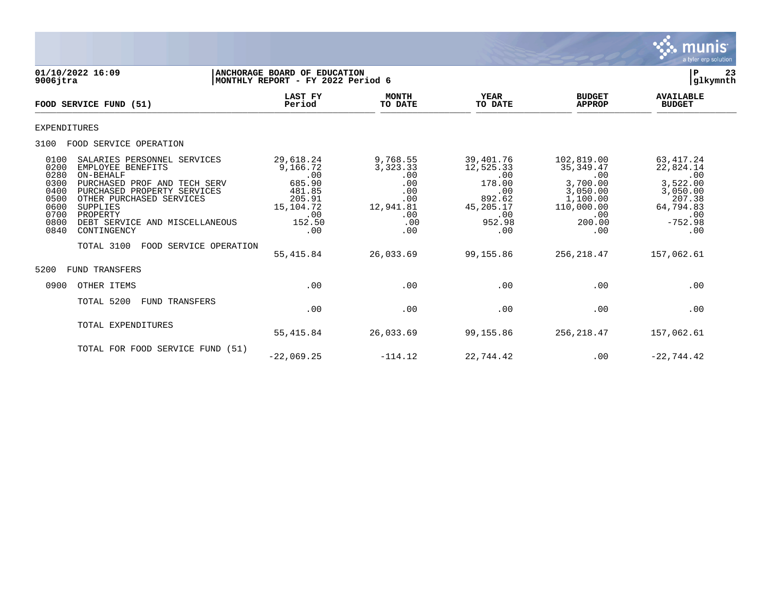**01/10/2022 16:09** | **ANCHORAGE BOARD OF EDUCATION**
**9006jtra** | **MONTHLY REPORT - FY 2022 Period 6**

**glkymnth**

| FOOD SERVICE FUND (51) | LAST FY Period | MONTH TO DATE | YEAR TO DATE | BUDGET APPROP | AVAILABLE BUDGET |
|---|---|---|---|---|---|
| EXPENDITURES | | | | | |
| 3100 FOOD SERVICE OPERATION | | | | | |
| 0100 SALARIES PERSONNEL SERVICES | 29,618.24 | 9,768.55 | 39,401.76 | 102,819.00 | 63,417.24 |
| 0200 EMPLOYEE BENEFITS | 9,166.72 | 3,323.33 | 12,525.33 | 35,349.47 | 22,824.14 |
| 0280 ON-BEHALF | .00 | .00 | .00 | .00 | .00 |
| 0300 PURCHASED PROF AND TECH SERV | 685.90 | .00 | 178.00 | 3,700.00 | 3,522.00 |
| 0400 PURCHASED PROPERTY SERVICES | 481.85 | .00 | .00 | 3,050.00 | 3,050.00 |
| 0500 OTHER PURCHASED SERVICES | 205.91 | .00 | 892.62 | 1,100.00 | 207.38 |
| 0600 SUPPLIES | 15,104.72 | 12,941.81 | 45,205.17 | 110,000.00 | 64,794.83 |
| 0700 PROPERTY | .00 | .00 | .00 | .00 | .00 |
| 0800 DEBT SERVICE AND MISCELLANEOUS | 152.50 | .00 | 952.98 | 200.00 | -752.98 |
| 0840 CONTINGENCY | .00 | .00 | .00 | .00 | .00 |
| TOTAL 3100 FOOD SERVICE OPERATION | 55,415.84 | 26,033.69 | 99,155.86 | 256,218.47 | 157,062.61 |
| 5200 FUND TRANSFERS | | | | | |
| 0900 OTHER ITEMS | .00 | .00 | .00 | .00 | .00 |
| TOTAL 5200 FUND TRANSFERS | .00 | .00 | .00 | .00 | .00 |
| TOTAL EXPENDITURES | 55,415.84 | 26,033.69 | 99,155.86 | 256,218.47 | 157,062.61 |
| TOTAL FOR FOOD SERVICE FUND (51) | -22,069.25 | -114.12 | 22,744.42 | .00 | -22,744.42 |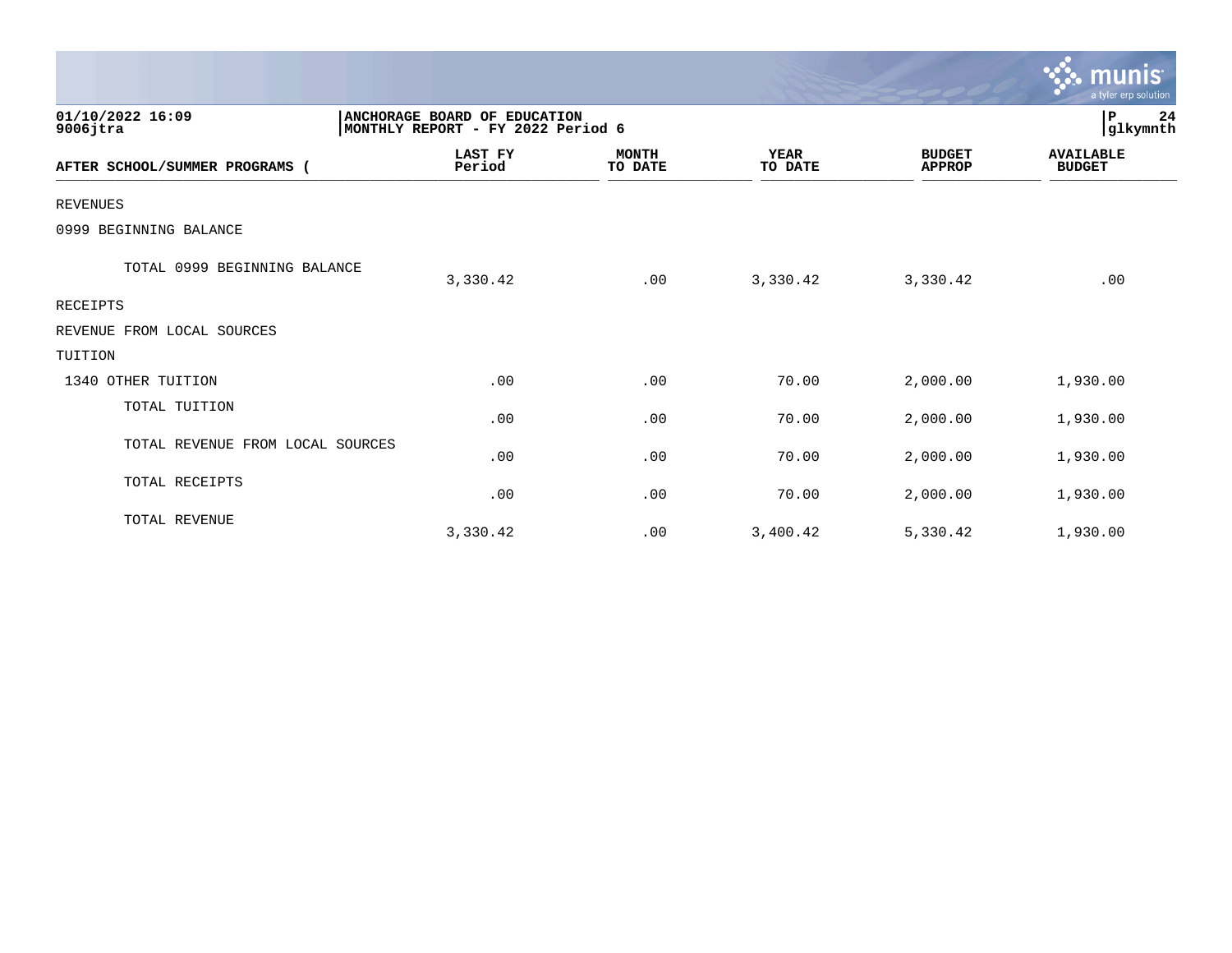ANCHORAGE BOARD OF EDUCATION
MONTHLY REPORT - FY 2022 Period 6

| AFTER SCHOOL/SUMMER PROGRAMS ( | LAST FY Period | MONTH TO DATE | YEAR TO DATE | BUDGET APPROP | AVAILABLE BUDGET |
|---|---|---|---|---|---|
| REVENUES | | | | | |
| 0999 BEGINNING BALANCE | | | | | |
| TOTAL 0999 BEGINNING BALANCE | 3,330.42 | .00 | 3,330.42 | 3,330.42 | .00 |
| RECEIPTS | | | | | |
| REVENUE FROM LOCAL SOURCES | | | | | |
| TUITION | | | | | |
| 1340 OTHER TUITION | .00 | .00 | 70.00 | 2,000.00 | 1,930.00 |
| TOTAL TUITION | .00 | .00 | 70.00 | 2,000.00 | 1,930.00 |
| TOTAL REVENUE FROM LOCAL SOURCES | .00 | .00 | 70.00 | 2,000.00 | 1,930.00 |
| TOTAL RECEIPTS | .00 | .00 | 70.00 | 2,000.00 | 1,930.00 |
| TOTAL REVENUE | 3,330.42 | .00 | 3,400.42 | 5,330.42 | 1,930.00 |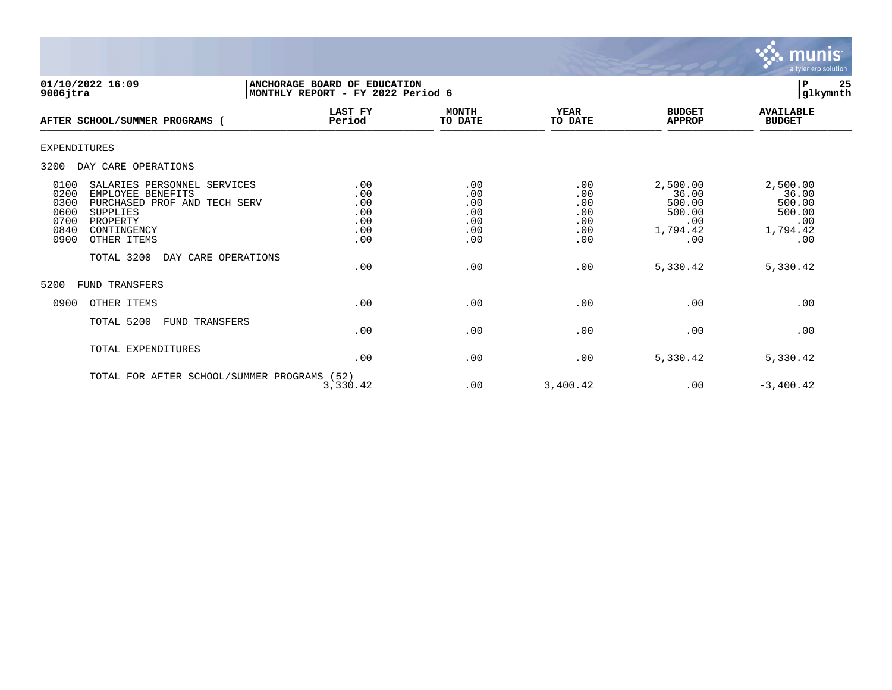**01/10/2022 16:09** | **ANCHORAGE BOARD OF EDUCATION**
**9006jtra** | **MONTHLY REPORT - FY 2022 Period 6**

| AFTER SCHOOL/SUMMER PROGRAMS ( | LAST FY Period | MONTH TO DATE | YEAR TO DATE | BUDGET APPROP | AVAILABLE BUDGET |
|---|---|---|---|---|---|
| EXPENDITURES | | | | | |
| 3200 DAY CARE OPERATIONS | | | | | |
| 0100 SALARIES PERSONNEL SERVICES | .00 | .00 | .00 | 2,500.00 | 2,500.00 |
| 0200 EMPLOYEE BENEFITS | .00 | .00 | .00 | 36.00 | 36.00 |
| 0300 PURCHASED PROF AND TECH SERV | .00 | .00 | .00 | 500.00 | 500.00 |
| 0600 SUPPLIES | .00 | .00 | .00 | 500.00 | 500.00 |
| 0700 PROPERTY | .00 | .00 | .00 | .00 | .00 |
| 0840 CONTINGENCY | .00 | .00 | .00 | 1,794.42 | 1,794.42 |
| 0900 OTHER ITEMS | .00 | .00 | .00 | .00 | .00 |
| TOTAL 3200 DAY CARE OPERATIONS | .00 | .00 | .00 | 5,330.42 | 5,330.42 |
| 5200 FUND TRANSFERS | | | | | |
| 0900 OTHER ITEMS | .00 | .00 | .00 | .00 | .00 |
| TOTAL 5200 FUND TRANSFERS | .00 | .00 | .00 | .00 | .00 |
| TOTAL EXPENDITURES | .00 | .00 | .00 | 5,330.42 | 5,330.42 |
| TOTAL FOR AFTER SCHOOL/SUMMER PROGRAMS (52) | 3,330.42 | .00 | 3,400.42 | .00 | -3,400.42 |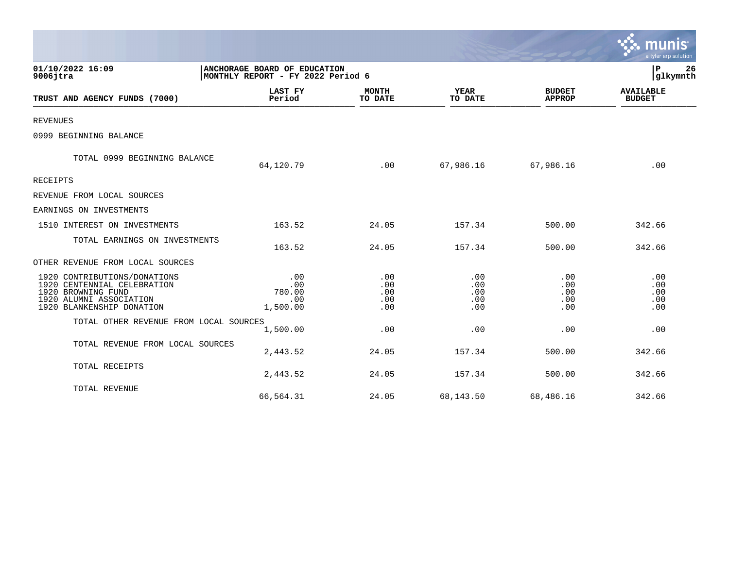**01/10/2022 16:09**
**9006jtra**

**ANCHORAGE BOARD OF EDUCATION**
**MONTHLY REPORT - FY 2022 Period 6**

**glkymnth**

| TRUST AND AGENCY FUNDS (7000) | LAST FY Period | MONTH TO DATE | YEAR TO DATE | BUDGET APPROP | AVAILABLE BUDGET |
|---|---|---|---|---|---|
| REVENUES | | | | | |
| 0999 BEGINNING BALANCE | | | | | |
| TOTAL 0999 BEGINNING BALANCE | 64,120.79 | .00 | 67,986.16 | 67,986.16 | .00 |
| RECEIPTS | | | | | |
| REVENUE FROM LOCAL SOURCES | | | | | |
| EARNINGS ON INVESTMENTS | | | | | |
| 1510 INTEREST ON INVESTMENTS | 163.52 | 24.05 | 157.34 | 500.00 | 342.66 |
| TOTAL EARNINGS ON INVESTMENTS | 163.52 | 24.05 | 157.34 | 500.00 | 342.66 |
| OTHER REVENUE FROM LOCAL SOURCES | | | | | |
| 1920 CONTRIBUTIONS/DONATIONS | .00 | .00 | .00 | .00 | .00 |
| 1920 CENTENNIAL CELEBRATION | .00 | .00 | .00 | .00 | .00 |
| 1920 BROWNING FUND | 780.00 | .00 | .00 | .00 | .00 |
| 1920 ALUMNI ASSOCIATION | .00 | .00 | .00 | .00 | .00 |
| 1920 BLANKENSHIP DONATION | 1,500.00 | .00 | .00 | .00 | .00 |
| TOTAL OTHER REVENUE FROM LOCAL SOURCES | 1,500.00 | .00 | .00 | .00 | .00 |
| TOTAL REVENUE FROM LOCAL SOURCES | 2,443.52 | 24.05 | 157.34 | 500.00 | 342.66 |
| TOTAL RECEIPTS | 2,443.52 | 24.05 | 157.34 | 500.00 | 342.66 |
| TOTAL REVENUE | 66,564.31 | 24.05 | 68,143.50 | 68,486.16 | 342.66 |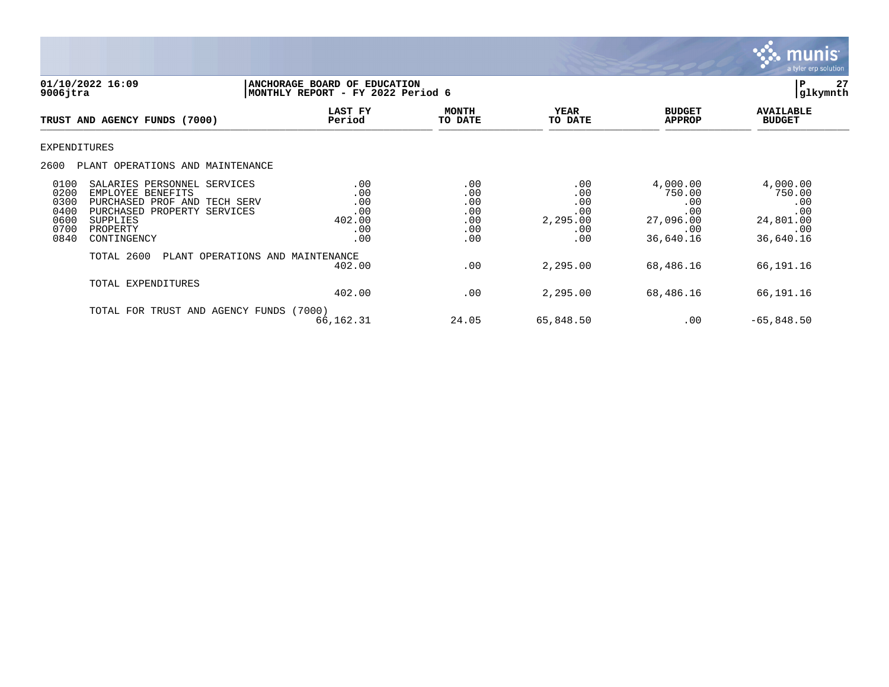**ANCHORAGE BOARD OF EDUCATION**
**MONTHLY REPORT - FY 2022 Period 6**

01/10/2022 16:09
9006jtra

glkymnth

| TRUST AND AGENCY FUNDS (7000) | | LAST FY Period | MONTH TO DATE | YEAR TO DATE | BUDGET APPROP | AVAILABLE BUDGET |
|---|---|---|---|---|---|---|
| EXPENDITURES | | | | | | |
| 2600 | PLANT OPERATIONS AND MAINTENANCE | | | | | |
| 0100 | SALARIES PERSONNEL SERVICES | .00 | .00 | .00 | 4,000.00 | 4,000.00 |
| 0200 | EMPLOYEE BENEFITS | .00 | .00 | .00 | 750.00 | 750.00 |
| 0300 | PURCHASED PROF AND TECH SERV | .00 | .00 | .00 | .00 | .00 |
| 0400 | PURCHASED PROPERTY SERVICES | .00 | .00 | .00 | .00 | .00 |
| 0600 | SUPPLIES | 402.00 | .00 | 2,295.00 | 27,096.00 | 24,801.00 |
| 0700 | PROPERTY | .00 | .00 | .00 | .00 | .00 |
| 0840 | CONTINGENCY | .00 | .00 | .00 | 36,640.16 | 36,640.16 |
| | TOTAL 2600 PLANT OPERATIONS AND MAINTENANCE | 402.00 | .00 | 2,295.00 | 68,486.16 | 66,191.16 |
| | TOTAL EXPENDITURES | 402.00 | .00 | 2,295.00 | 68,486.16 | 66,191.16 |
| | TOTAL FOR TRUST AND AGENCY FUNDS (7000) | 66,162.31 | 24.05 | 65,848.50 | .00 | -65,848.50 |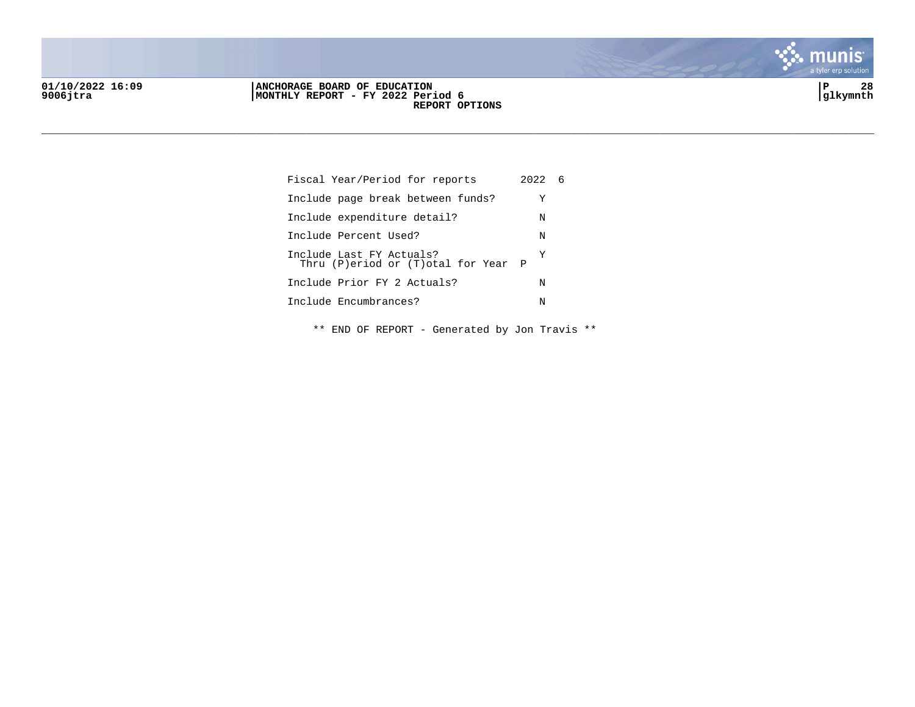# REPORT OPTIONS

| | |
|---|---|
| Fiscal Year/Period for reports | 2022 6 |
| Include page break between funds? | Y |
| Include expenditure detail? | N |
| Include Percent Used? | N |
| Include Last FY Actuals? | Y |
| Thru (P)eriod or (T)otal for Year | P |
| Include Prior FY 2 Actuals? | N |
| Include Encumbrances? | N |

** END OF REPORT - Generated by Jon Travis **